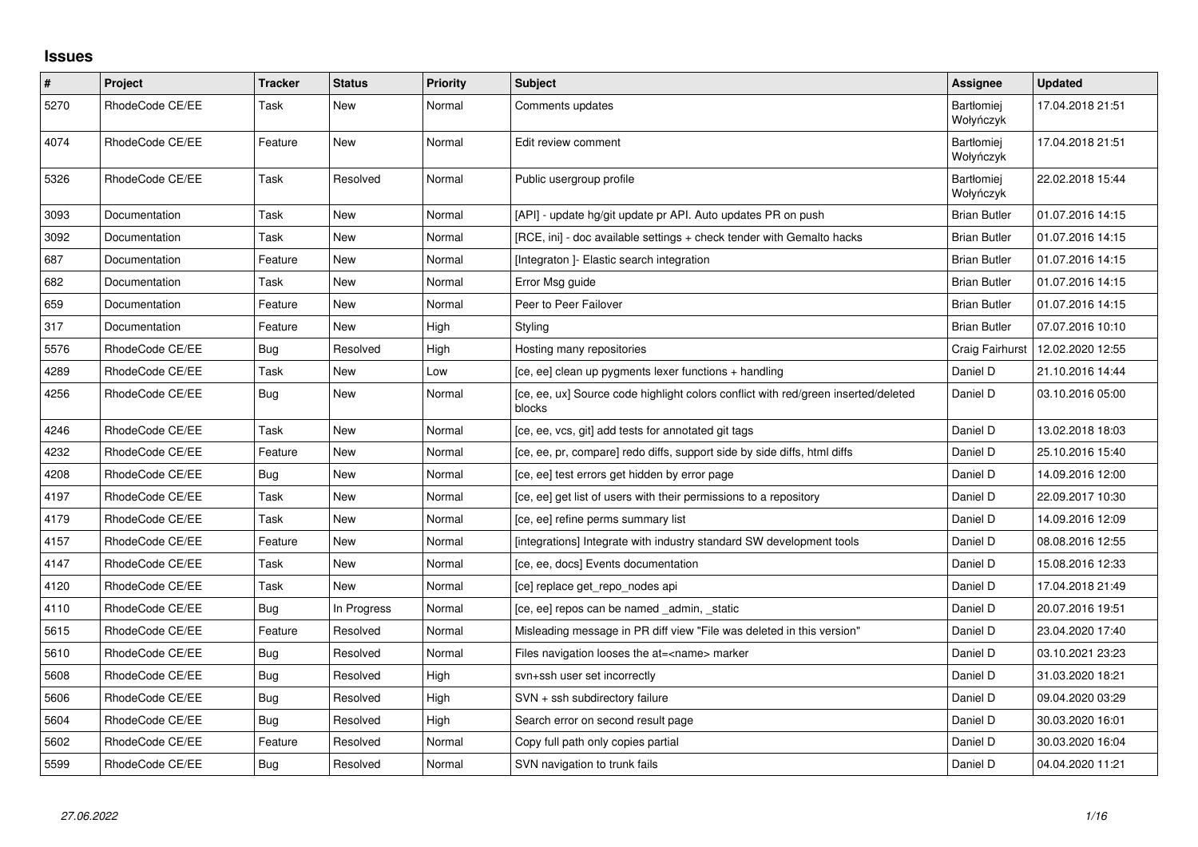# Issues

| # | Project | Tracker | Status | Priority | Subject | Assignee | Updated |
|---|---|---|---|---|---|---|---|
| 5270 | RhodeCode CE/EE | Task | New | Normal | Comments updates | Bartłomiej Wołyńczyk | 17.04.2018 21:51 |
| 4074 | RhodeCode CE/EE | Feature | New | Normal | Edit review comment | Bartłomiej Wołyńczyk | 17.04.2018 21:51 |
| 5326 | RhodeCode CE/EE | Task | Resolved | Normal | Public usergroup profile | Bartłomiej Wołyńczyk | 22.02.2018 15:44 |
| 3093 | Documentation | Task | New | Normal | [API] - update hg/git update pr API. Auto updates PR on push | Brian Butler | 01.07.2016 14:15 |
| 3092 | Documentation | Task | New | Normal | [RCE, ini] - doc available settings + check tender with Gemalto hacks | Brian Butler | 01.07.2016 14:15 |
| 687 | Documentation | Feature | New | Normal | [Integraton ]- Elastic search integration | Brian Butler | 01.07.2016 14:15 |
| 682 | Documentation | Task | New | Normal | Error Msg guide | Brian Butler | 01.07.2016 14:15 |
| 659 | Documentation | Feature | New | Normal | Peer to Peer Failover | Brian Butler | 01.07.2016 14:15 |
| 317 | Documentation | Feature | New | High | Styling | Brian Butler | 07.07.2016 10:10 |
| 5576 | RhodeCode CE/EE | Bug | Resolved | High | Hosting many repositories | Craig Fairhurst | 12.02.2020 12:55 |
| 4289 | RhodeCode CE/EE | Task | New | Low | [ce, ee] clean up pygments lexer functions + handling | Daniel D | 21.10.2016 14:44 |
| 4256 | RhodeCode CE/EE | Bug | New | Normal | [ce, ee, ux] Source code highlight colors conflict with red/green inserted/deleted blocks | Daniel D | 03.10.2016 05:00 |
| 4246 | RhodeCode CE/EE | Task | New | Normal | [ce, ee, vcs, git] add tests for annotated git tags | Daniel D | 13.02.2018 18:03 |
| 4232 | RhodeCode CE/EE | Feature | New | Normal | [ce, ee, pr, compare] redo diffs, support side by side diffs, html diffs | Daniel D | 25.10.2016 15:40 |
| 4208 | RhodeCode CE/EE | Bug | New | Normal | [ce, ee] test errors get hidden by error page | Daniel D | 14.09.2016 12:00 |
| 4197 | RhodeCode CE/EE | Task | New | Normal | [ce, ee] get list of users with their permissions to a repository | Daniel D | 22.09.2017 10:30 |
| 4179 | RhodeCode CE/EE | Task | New | Normal | [ce, ee] refine perms summary list | Daniel D | 14.09.2016 12:09 |
| 4157 | RhodeCode CE/EE | Feature | New | Normal | [integrations] Integrate with industry standard SW development tools | Daniel D | 08.08.2016 12:55 |
| 4147 | RhodeCode CE/EE | Task | New | Normal | [ce, ee, docs] Events documentation | Daniel D | 15.08.2016 12:33 |
| 4120 | RhodeCode CE/EE | Task | New | Normal | [ce] replace get_repo_nodes api | Daniel D | 17.04.2018 21:49 |
| 4110 | RhodeCode CE/EE | Bug | In Progress | Normal | [ce, ee] repos can be named _admin, _static | Daniel D | 20.07.2016 19:51 |
| 5615 | RhodeCode CE/EE | Feature | Resolved | Normal | Misleading message in PR diff view "File was deleted in this version" | Daniel D | 23.04.2020 17:40 |
| 5610 | RhodeCode CE/EE | Bug | Resolved | Normal | Files navigation looses the at=<name> marker | Daniel D | 03.10.2021 23:23 |
| 5608 | RhodeCode CE/EE | Bug | Resolved | High | svn+ssh user set incorrectly | Daniel D | 31.03.2020 18:21 |
| 5606 | RhodeCode CE/EE | Bug | Resolved | High | SVN + ssh subdirectory failure | Daniel D | 09.04.2020 03:29 |
| 5604 | RhodeCode CE/EE | Bug | Resolved | High | Search error on second result page | Daniel D | 30.03.2020 16:01 |
| 5602 | RhodeCode CE/EE | Feature | Resolved | Normal | Copy full path only copies partial | Daniel D | 30.03.2020 16:04 |
| 5599 | RhodeCode CE/EE | Bug | Resolved | Normal | SVN navigation to trunk fails | Daniel D | 04.04.2020 11:21 |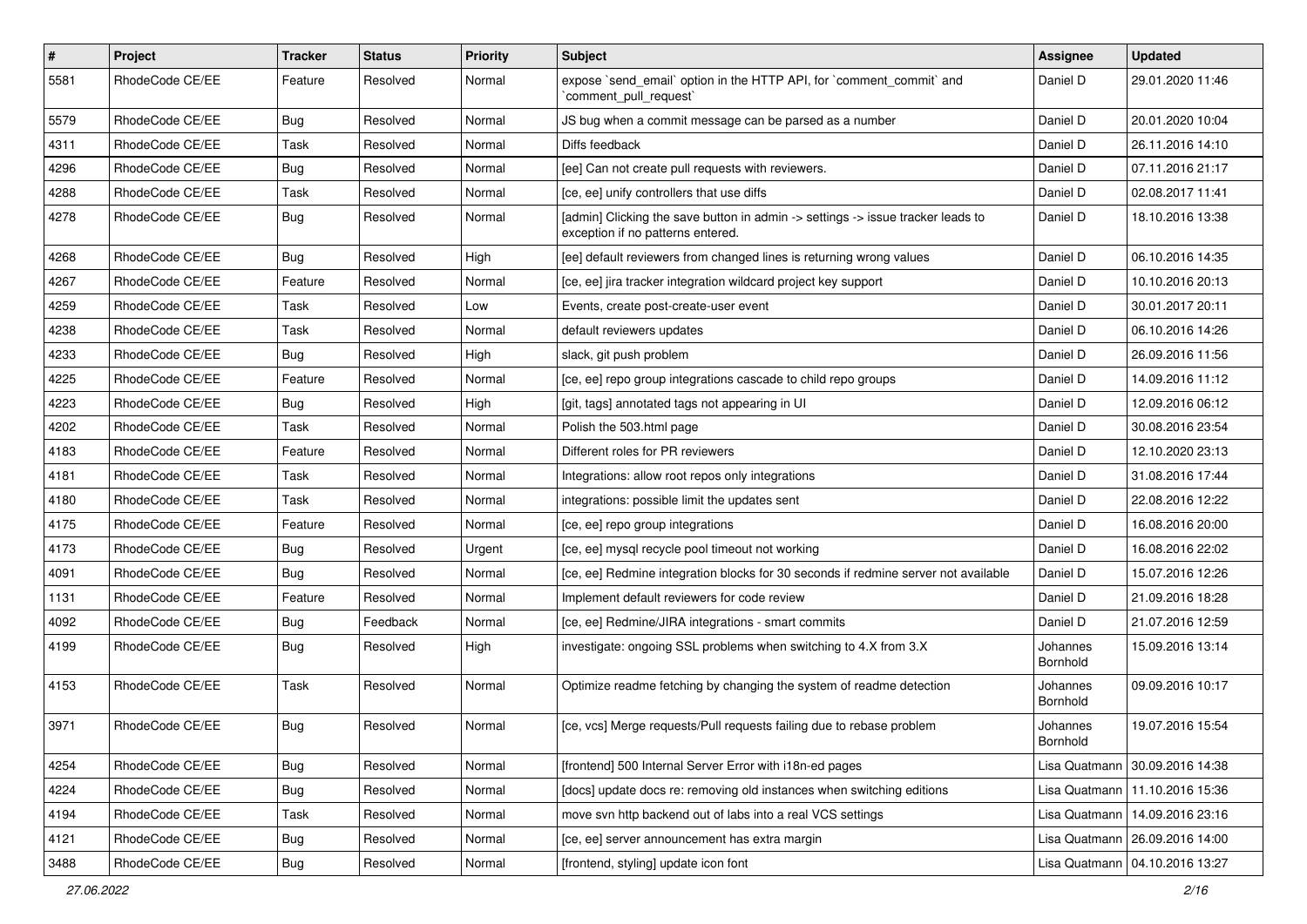| # | Project | Tracker | Status | Priority | Subject | Assignee | Updated |
|---|---|---|---|---|---|---|---|
| 5581 | RhodeCode CE/EE | Feature | Resolved | Normal | expose `send_email` option in the HTTP API, for `comment_commit` and `comment_pull_request` | Daniel D | 29.01.2020 11:46 |
| 5579 | RhodeCode CE/EE | Bug | Resolved | Normal | JS bug when a commit message can be parsed as a number | Daniel D | 20.01.2020 10:04 |
| 4311 | RhodeCode CE/EE | Task | Resolved | Normal | Diffs feedback | Daniel D | 26.11.2016 14:10 |
| 4296 | RhodeCode CE/EE | Bug | Resolved | Normal | [ee] Can not create pull requests with reviewers. | Daniel D | 07.11.2016 21:17 |
| 4288 | RhodeCode CE/EE | Task | Resolved | Normal | [ce, ee] unify controllers that use diffs | Daniel D | 02.08.2017 11:41 |
| 4278 | RhodeCode CE/EE | Bug | Resolved | Normal | [admin] Clicking the save button in admin -> settings -> issue tracker leads to exception if no patterns entered. | Daniel D | 18.10.2016 13:38 |
| 4268 | RhodeCode CE/EE | Bug | Resolved | High | [ee] default reviewers from changed lines is returning wrong values | Daniel D | 06.10.2016 14:35 |
| 4267 | RhodeCode CE/EE | Feature | Resolved | Normal | [ce, ee] jira tracker integration wildcard project key support | Daniel D | 10.10.2016 20:13 |
| 4259 | RhodeCode CE/EE | Task | Resolved | Low | Events, create post-create-user event | Daniel D | 30.01.2017 20:11 |
| 4238 | RhodeCode CE/EE | Task | Resolved | Normal | default reviewers updates | Daniel D | 06.10.2016 14:26 |
| 4233 | RhodeCode CE/EE | Bug | Resolved | High | slack, git push problem | Daniel D | 26.09.2016 11:56 |
| 4225 | RhodeCode CE/EE | Feature | Resolved | Normal | [ce, ee] repo group integrations cascade to child repo groups | Daniel D | 14.09.2016 11:12 |
| 4223 | RhodeCode CE/EE | Bug | Resolved | High | [git, tags] annotated tags not appearing in UI | Daniel D | 12.09.2016 06:12 |
| 4202 | RhodeCode CE/EE | Task | Resolved | Normal | Polish the 503.html page | Daniel D | 30.08.2016 23:54 |
| 4183 | RhodeCode CE/EE | Feature | Resolved | Normal | Different roles for PR reviewers | Daniel D | 12.10.2020 23:13 |
| 4181 | RhodeCode CE/EE | Task | Resolved | Normal | Integrations: allow root repos only integrations | Daniel D | 31.08.2016 17:44 |
| 4180 | RhodeCode CE/EE | Task | Resolved | Normal | integrations: possible limit the updates sent | Daniel D | 22.08.2016 12:22 |
| 4175 | RhodeCode CE/EE | Feature | Resolved | Normal | [ce, ee] repo group integrations | Daniel D | 16.08.2016 20:00 |
| 4173 | RhodeCode CE/EE | Bug | Resolved | Urgent | [ce, ee] mysql recycle pool timeout not working | Daniel D | 16.08.2016 22:02 |
| 4091 | RhodeCode CE/EE | Bug | Resolved | Normal | [ce, ee] Redmine integration blocks for 30 seconds if redmine server not available | Daniel D | 15.07.2016 12:26 |
| 1131 | RhodeCode CE/EE | Feature | Resolved | Normal | Implement default reviewers for code review | Daniel D | 21.09.2016 18:28 |
| 4092 | RhodeCode CE/EE | Bug | Feedback | Normal | [ce, ee] Redmine/JIRA integrations - smart commits | Daniel D | 21.07.2016 12:59 |
| 4199 | RhodeCode CE/EE | Bug | Resolved | High | investigate: ongoing SSL problems when switching to 4.X from 3.X | Johannes Bornhold | 15.09.2016 13:14 |
| 4153 | RhodeCode CE/EE | Task | Resolved | Normal | Optimize readme fetching by changing the system of readme detection | Johannes Bornhold | 09.09.2016 10:17 |
| 3971 | RhodeCode CE/EE | Bug | Resolved | Normal | [ce, vcs] Merge requests/Pull requests failing due to rebase problem | Johannes Bornhold | 19.07.2016 15:54 |
| 4254 | RhodeCode CE/EE | Bug | Resolved | Normal | [frontend] 500 Internal Server Error with i18n-ed pages | Lisa Quatmann | 30.09.2016 14:38 |
| 4224 | RhodeCode CE/EE | Bug | Resolved | Normal | [docs] update docs re: removing old instances when switching editions | Lisa Quatmann | 11.10.2016 15:36 |
| 4194 | RhodeCode CE/EE | Task | Resolved | Normal | move svn http backend out of labs into a real VCS settings | Lisa Quatmann | 14.09.2016 23:16 |
| 4121 | RhodeCode CE/EE | Bug | Resolved | Normal | [ce, ee] server announcement has extra margin | Lisa Quatmann | 26.09.2016 14:00 |
| 3488 | RhodeCode CE/EE | Bug | Resolved | Normal | [frontend, styling] update icon font | Lisa Quatmann | 04.10.2016 13:27 |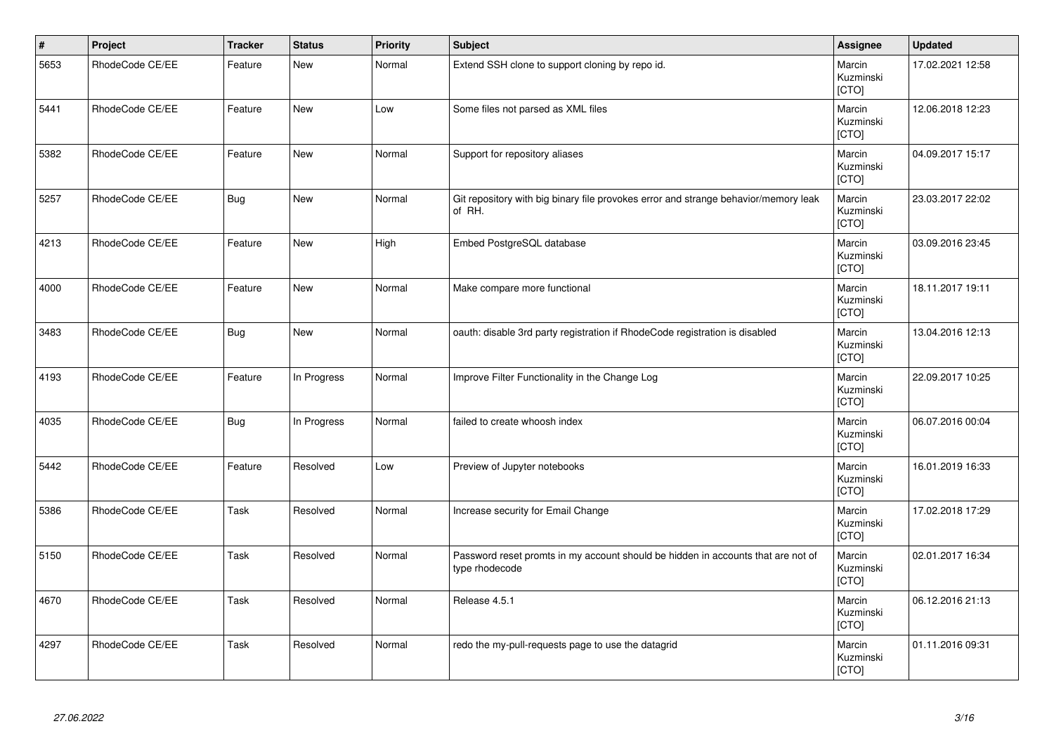| # | Project | Tracker | Status | Priority | Subject | Assignee | Updated |
|---|---|---|---|---|---|---|---|
| 5653 | RhodeCode CE/EE | Feature | New | Normal | Extend SSH clone to support cloning by repo id. | Marcin Kuzminski [CTO] | 17.02.2021 12:58 |
| 5441 | RhodeCode CE/EE | Feature | New | Low | Some files not parsed as XML files | Marcin Kuzminski [CTO] | 12.06.2018 12:23 |
| 5382 | RhodeCode CE/EE | Feature | New | Normal | Support for repository aliases | Marcin Kuzminski [CTO] | 04.09.2017 15:17 |
| 5257 | RhodeCode CE/EE | Bug | New | Normal | Git repository with big binary file provokes error and strange behavior/memory leak of RH. | Marcin Kuzminski [CTO] | 23.03.2017 22:02 |
| 4213 | RhodeCode CE/EE | Feature | New | High | Embed PostgreSQL database | Marcin Kuzminski [CTO] | 03.09.2016 23:45 |
| 4000 | RhodeCode CE/EE | Feature | New | Normal | Make compare more functional | Marcin Kuzminski [CTO] | 18.11.2017 19:11 |
| 3483 | RhodeCode CE/EE | Bug | New | Normal | oauth: disable 3rd party registration if RhodeCode registration is disabled | Marcin Kuzminski [CTO] | 13.04.2016 12:13 |
| 4193 | RhodeCode CE/EE | Feature | In Progress | Normal | Improve Filter Functionality in the Change Log | Marcin Kuzminski [CTO] | 22.09.2017 10:25 |
| 4035 | RhodeCode CE/EE | Bug | In Progress | Normal | failed to create whoosh index | Marcin Kuzminski [CTO] | 06.07.2016 00:04 |
| 5442 | RhodeCode CE/EE | Feature | Resolved | Low | Preview of Jupyter notebooks | Marcin Kuzminski [CTO] | 16.01.2019 16:33 |
| 5386 | RhodeCode CE/EE | Task | Resolved | Normal | Increase security for Email Change | Marcin Kuzminski [CTO] | 17.02.2018 17:29 |
| 5150 | RhodeCode CE/EE | Task | Resolved | Normal | Password reset promts in my account should be hidden in accounts that are not of type rhodecode | Marcin Kuzminski [CTO] | 02.01.2017 16:34 |
| 4670 | RhodeCode CE/EE | Task | Resolved | Normal | Release 4.5.1 | Marcin Kuzminski [CTO] | 06.12.2016 21:13 |
| 4297 | RhodeCode CE/EE | Task | Resolved | Normal | redo the my-pull-requests page to use the datagrid | Marcin Kuzminski [CTO] | 01.11.2016 09:31 |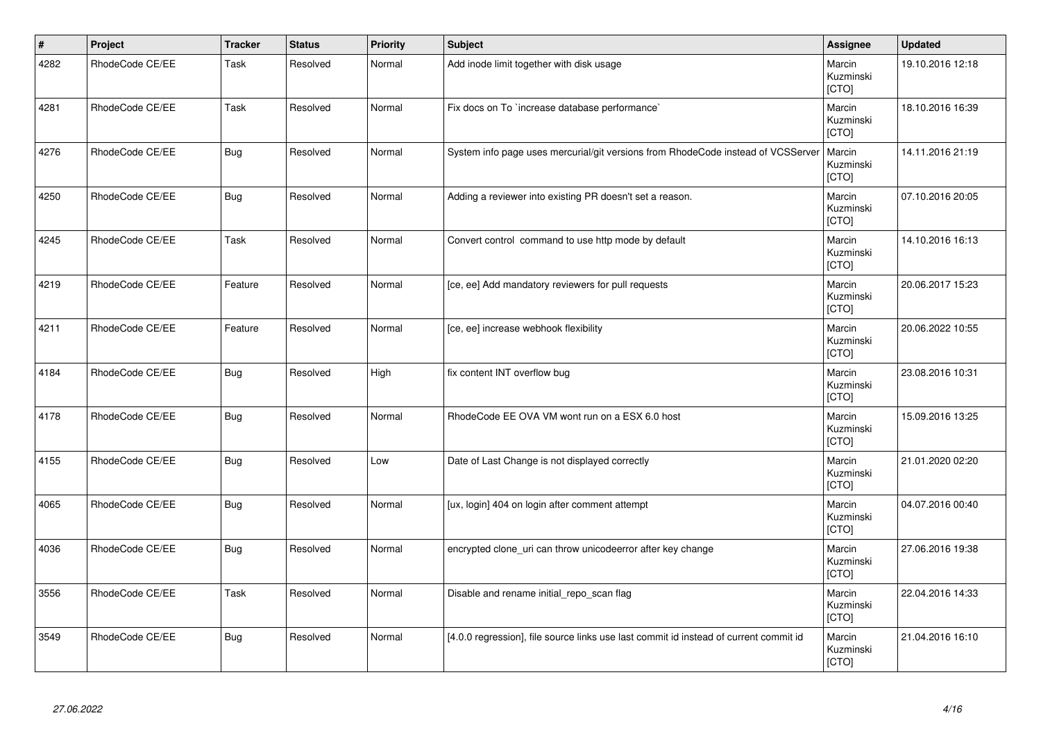| # | Project | Tracker | Status | Priority | Subject | Assignee | Updated |
|---|---|---|---|---|---|---|---|
| 4282 | RhodeCode CE/EE | Task | Resolved | Normal | Add inode limit together with disk usage | Marcin Kuzminski [CTO] | 19.10.2016 12:18 |
| 4281 | RhodeCode CE/EE | Task | Resolved | Normal | Fix docs on To `increase database performance` | Marcin Kuzminski [CTO] | 18.10.2016 16:39 |
| 4276 | RhodeCode CE/EE | Bug | Resolved | Normal | System info page uses mercurial/git versions from RhodeCode instead of VCSServer | Marcin Kuzminski [CTO] | 14.11.2016 21:19 |
| 4250 | RhodeCode CE/EE | Bug | Resolved | Normal | Adding a reviewer into existing PR doesn't set a reason. | Marcin Kuzminski [CTO] | 07.10.2016 20:05 |
| 4245 | RhodeCode CE/EE | Task | Resolved | Normal | Convert control command to use http mode by default | Marcin Kuzminski [CTO] | 14.10.2016 16:13 |
| 4219 | RhodeCode CE/EE | Feature | Resolved | Normal | [ce, ee] Add mandatory reviewers for pull requests | Marcin Kuzminski [CTO] | 20.06.2017 15:23 |
| 4211 | RhodeCode CE/EE | Feature | Resolved | Normal | [ce, ee] increase webhook flexibility | Marcin Kuzminski [CTO] | 20.06.2022 10:55 |
| 4184 | RhodeCode CE/EE | Bug | Resolved | High | fix content INT overflow bug | Marcin Kuzminski [CTO] | 23.08.2016 10:31 |
| 4178 | RhodeCode CE/EE | Bug | Resolved | Normal | RhodeCode EE OVA VM wont run on a ESX 6.0 host | Marcin Kuzminski [CTO] | 15.09.2016 13:25 |
| 4155 | RhodeCode CE/EE | Bug | Resolved | Low | Date of Last Change is not displayed correctly | Marcin Kuzminski [CTO] | 21.01.2020 02:20 |
| 4065 | RhodeCode CE/EE | Bug | Resolved | Normal | [ux, login] 404 on login after comment attempt | Marcin Kuzminski [CTO] | 04.07.2016 00:40 |
| 4036 | RhodeCode CE/EE | Bug | Resolved | Normal | encrypted clone_uri can throw unicodeerror after key change | Marcin Kuzminski [CTO] | 27.06.2016 19:38 |
| 3556 | RhodeCode CE/EE | Task | Resolved | Normal | Disable and rename initial_repo_scan flag | Marcin Kuzminski [CTO] | 22.04.2016 14:33 |
| 3549 | RhodeCode CE/EE | Bug | Resolved | Normal | [4.0.0 regression], file source links use last commit id instead of current commit id | Marcin Kuzminski [CTO] | 21.04.2016 16:10 |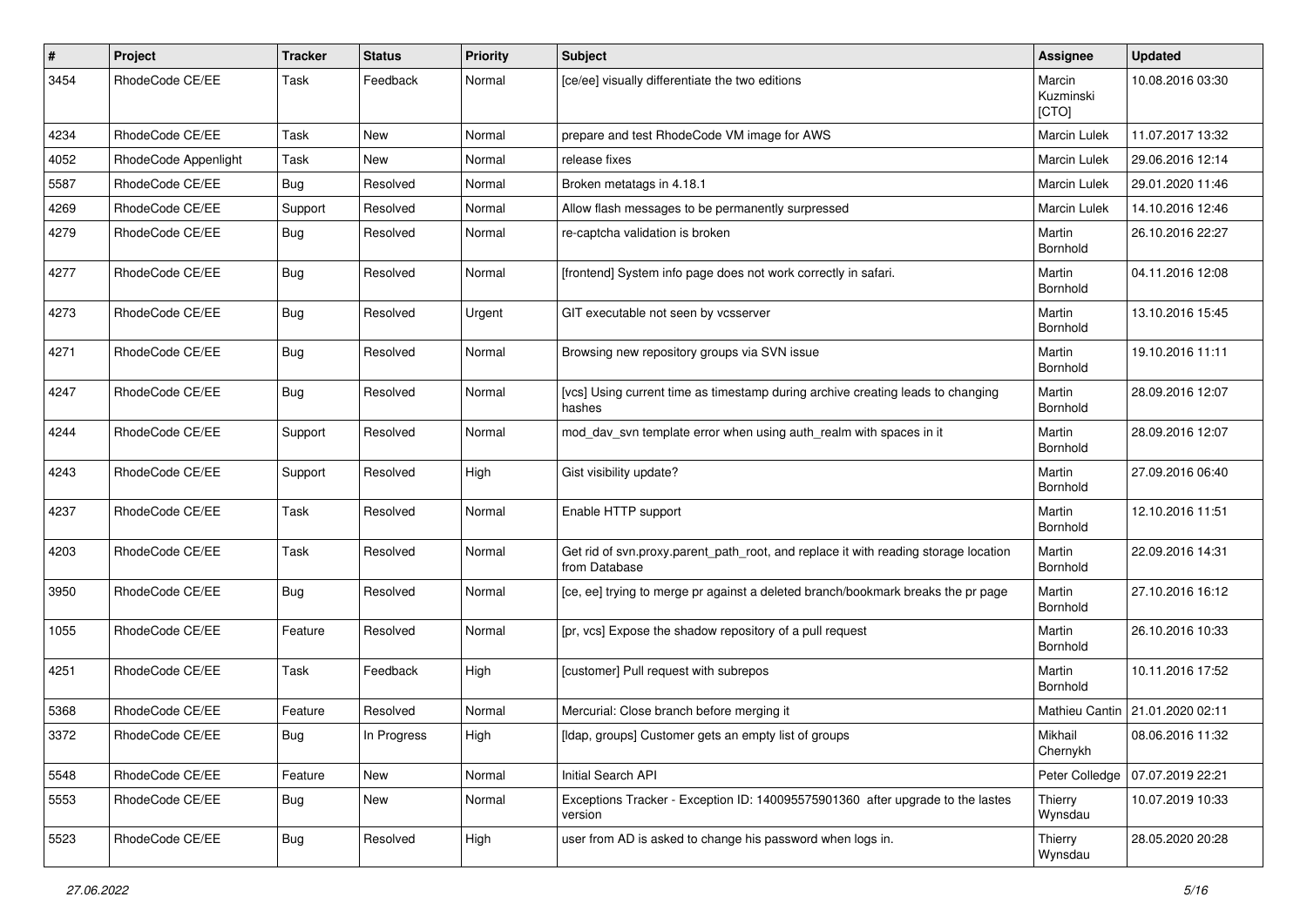| # | Project | Tracker | Status | Priority | Subject | Assignee | Updated |
|---|---|---|---|---|---|---|---|
| 3454 | RhodeCode CE/EE | Task | Feedback | Normal | [ce/ee] visually differentiate the two editions | Marcin Kuzminski [CTO] | 10.08.2016 03:30 |
| 4234 | RhodeCode CE/EE | Task | New | Normal | prepare and test RhodeCode VM image for AWS | Marcin Lulek | 11.07.2017 13:32 |
| 4052 | RhodeCode Appenlight | Task | New | Normal | release fixes | Marcin Lulek | 29.06.2016 12:14 |
| 5587 | RhodeCode CE/EE | Bug | Resolved | Normal | Broken metatags in 4.18.1 | Marcin Lulek | 29.01.2020 11:46 |
| 4269 | RhodeCode CE/EE | Support | Resolved | Normal | Allow flash messages to be permanently surpressed | Marcin Lulek | 14.10.2016 12:46 |
| 4279 | RhodeCode CE/EE | Bug | Resolved | Normal | re-captcha validation is broken | Martin Bornhold | 26.10.2016 22:27 |
| 4277 | RhodeCode CE/EE | Bug | Resolved | Normal | [frontend] System info page does not work correctly in safari. | Martin Bornhold | 04.11.2016 12:08 |
| 4273 | RhodeCode CE/EE | Bug | Resolved | Urgent | GIT executable not seen by vcsserver | Martin Bornhold | 13.10.2016 15:45 |
| 4271 | RhodeCode CE/EE | Bug | Resolved | Normal | Browsing new repository groups via SVN issue | Martin Bornhold | 19.10.2016 11:11 |
| 4247 | RhodeCode CE/EE | Bug | Resolved | Normal | [vcs] Using current time as timestamp during archive creating leads to changing hashes | Martin Bornhold | 28.09.2016 12:07 |
| 4244 | RhodeCode CE/EE | Support | Resolved | Normal | mod_dav_svn template error when using auth_realm with spaces in it | Martin Bornhold | 28.09.2016 12:07 |
| 4243 | RhodeCode CE/EE | Support | Resolved | High | Gist visibility update? | Martin Bornhold | 27.09.2016 06:40 |
| 4237 | RhodeCode CE/EE | Task | Resolved | Normal | Enable HTTP support | Martin Bornhold | 12.10.2016 11:51 |
| 4203 | RhodeCode CE/EE | Task | Resolved | Normal | Get rid of svn.proxy.parent_path_root, and replace it with reading storage location from Database | Martin Bornhold | 22.09.2016 14:31 |
| 3950 | RhodeCode CE/EE | Bug | Resolved | Normal | [ce, ee] trying to merge pr against a deleted branch/bookmark breaks the pr page | Martin Bornhold | 27.10.2016 16:12 |
| 1055 | RhodeCode CE/EE | Feature | Resolved | Normal | [pr, vcs] Expose the shadow repository of a pull request | Martin Bornhold | 26.10.2016 10:33 |
| 4251 | RhodeCode CE/EE | Task | Feedback | High | [customer] Pull request with subrepos | Martin Bornhold | 10.11.2016 17:52 |
| 5368 | RhodeCode CE/EE | Feature | Resolved | Normal | Mercurial: Close branch before merging it | Mathieu Cantin | 21.01.2020 02:11 |
| 3372 | RhodeCode CE/EE | Bug | In Progress | High | [ldap, groups] Customer gets an empty list of groups | Mikhail Chernykh | 08.06.2016 11:32 |
| 5548 | RhodeCode CE/EE | Feature | New | Normal | Initial Search API | Peter Colledge | 07.07.2019 22:21 |
| 5553 | RhodeCode CE/EE | Bug | New | Normal | Exceptions Tracker - Exception ID: 140095575901360 after upgrade to the lastes version | Thierry Wynsdau | 10.07.2019 10:33 |
| 5523 | RhodeCode CE/EE | Bug | Resolved | High | user from AD is asked to change his password when logs in. | Thierry Wynsdau | 28.05.2020 20:28 |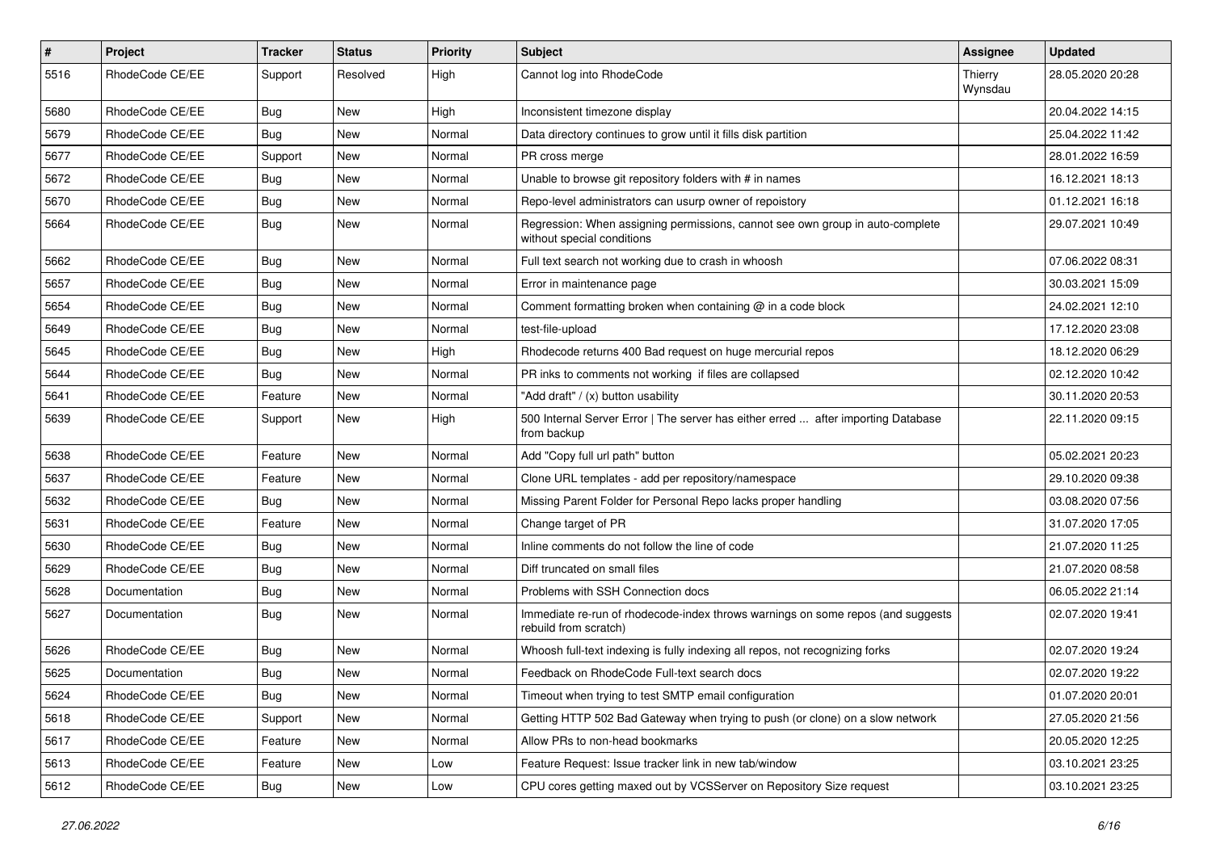| # | Project | Tracker | Status | Priority | Subject | Assignee | Updated |
|---|---|---|---|---|---|---|---|
| 5516 | RhodeCode CE/EE | Support | Resolved | High | Cannot log into RhodeCode | Thierry Wynsdau | 28.05.2020 20:28 |
| 5680 | RhodeCode CE/EE | Bug | New | High | Inconsistent timezone display | | 20.04.2022 14:15 |
| 5679 | RhodeCode CE/EE | Bug | New | Normal | Data directory continues to grow until it fills disk partition | | 25.04.2022 11:42 |
| 5677 | RhodeCode CE/EE | Support | New | Normal | PR cross merge | | 28.01.2022 16:59 |
| 5672 | RhodeCode CE/EE | Bug | New | Normal | Unable to browse git repository folders with # in names | | 16.12.2021 18:13 |
| 5670 | RhodeCode CE/EE | Bug | New | Normal | Repo-level administrators can usurp owner of repoistory | | 01.12.2021 16:18 |
| 5664 | RhodeCode CE/EE | Bug | New | Normal | Regression: When assigning permissions, cannot see own group in auto-complete without special conditions | | 29.07.2021 10:49 |
| 5662 | RhodeCode CE/EE | Bug | New | Normal | Full text search not working due to crash in whoosh | | 07.06.2022 08:31 |
| 5657 | RhodeCode CE/EE | Bug | New | Normal | Error in maintenance page | | 30.03.2021 15:09 |
| 5654 | RhodeCode CE/EE | Bug | New | Normal | Comment formatting broken when containing @ in a code block | | 24.02.2021 12:10 |
| 5649 | RhodeCode CE/EE | Bug | New | Normal | test-file-upload | | 17.12.2020 23:08 |
| 5645 | RhodeCode CE/EE | Bug | New | High | Rhodecode returns 400 Bad request on huge mercurial repos | | 18.12.2020 06:29 |
| 5644 | RhodeCode CE/EE | Bug | New | Normal | PR inks to comments not working if files are collapsed | | 02.12.2020 10:42 |
| 5641 | RhodeCode CE/EE | Feature | New | Normal | "Add draft" / (x) button usability | | 30.11.2020 20:53 |
| 5639 | RhodeCode CE/EE | Support | New | High | 500 Internal Server Error \| The server has either erred ... after importing Database from backup | | 22.11.2020 09:15 |
| 5638 | RhodeCode CE/EE | Feature | New | Normal | Add "Copy full url path" button | | 05.02.2021 20:23 |
| 5637 | RhodeCode CE/EE | Feature | New | Normal | Clone URL templates - add per repository/namespace | | 29.10.2020 09:38 |
| 5632 | RhodeCode CE/EE | Bug | New | Normal | Missing Parent Folder for Personal Repo lacks proper handling | | 03.08.2020 07:56 |
| 5631 | RhodeCode CE/EE | Feature | New | Normal | Change target of PR | | 31.07.2020 17:05 |
| 5630 | RhodeCode CE/EE | Bug | New | Normal | Inline comments do not follow the line of code | | 21.07.2020 11:25 |
| 5629 | RhodeCode CE/EE | Bug | New | Normal | Diff truncated on small files | | 21.07.2020 08:58 |
| 5628 | Documentation | Bug | New | Normal | Problems with SSH Connection docs | | 06.05.2022 21:14 |
| 5627 | Documentation | Bug | New | Normal | Immediate re-run of rhodecode-index throws warnings on some repos (and suggests rebuild from scratch) | | 02.07.2020 19:41 |
| 5626 | RhodeCode CE/EE | Bug | New | Normal | Whoosh full-text indexing is fully indexing all repos, not recognizing forks | | 02.07.2020 19:24 |
| 5625 | Documentation | Bug | New | Normal | Feedback on RhodeCode Full-text search docs | | 02.07.2020 19:22 |
| 5624 | RhodeCode CE/EE | Bug | New | Normal | Timeout when trying to test SMTP email configuration | | 01.07.2020 20:01 |
| 5618 | RhodeCode CE/EE | Support | New | Normal | Getting HTTP 502 Bad Gateway when trying to push (or clone) on a slow network | | 27.05.2020 21:56 |
| 5617 | RhodeCode CE/EE | Feature | New | Normal | Allow PRs to non-head bookmarks | | 20.05.2020 12:25 |
| 5613 | RhodeCode CE/EE | Feature | New | Low | Feature Request: Issue tracker link in new tab/window | | 03.10.2021 23:25 |
| 5612 | RhodeCode CE/EE | Bug | New | Low | CPU cores getting maxed out by VCSServer on Repository Size request | | 03.10.2021 23:25 |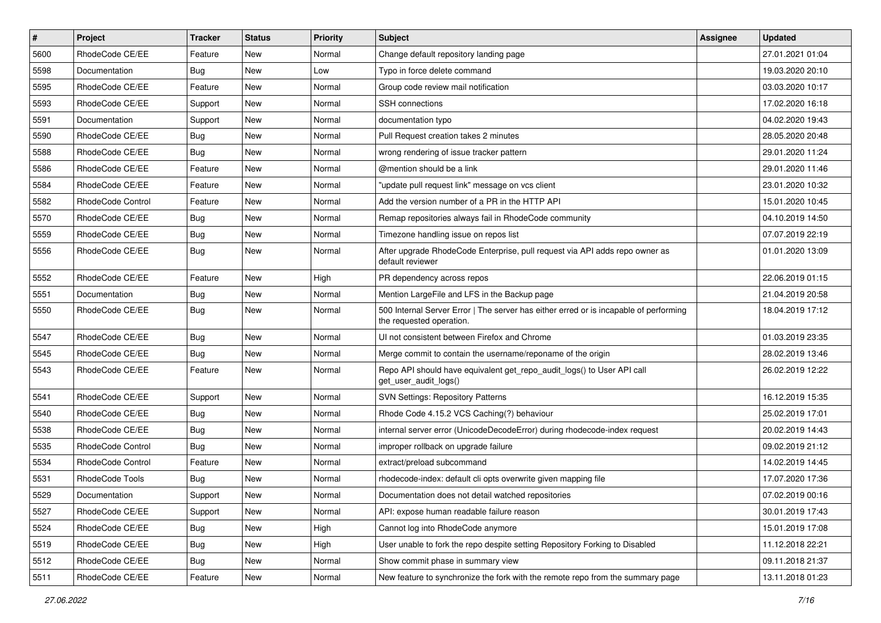| # | Project | Tracker | Status | Priority | Subject | Assignee | Updated |
|---|---|---|---|---|---|---|---|
| 5600 | RhodeCode CE/EE | Feature | New | Normal | Change default repository landing page | | 27.01.2021 01:04 |
| 5598 | Documentation | Bug | New | Low | Typo in force delete command | | 19.03.2020 20:10 |
| 5595 | RhodeCode CE/EE | Feature | New | Normal | Group code review mail notification | | 03.03.2020 10:17 |
| 5593 | RhodeCode CE/EE | Support | New | Normal | SSH connections | | 17.02.2020 16:18 |
| 5591 | Documentation | Support | New | Normal | documentation typo | | 04.02.2020 19:43 |
| 5590 | RhodeCode CE/EE | Bug | New | Normal | Pull Request creation takes 2 minutes | | 28.05.2020 20:48 |
| 5588 | RhodeCode CE/EE | Bug | New | Normal | wrong rendering of issue tracker pattern | | 29.01.2020 11:24 |
| 5586 | RhodeCode CE/EE | Feature | New | Normal | @mention should be a link | | 29.01.2020 11:46 |
| 5584 | RhodeCode CE/EE | Feature | New | Normal | "update pull request link" message on vcs client | | 23.01.2020 10:32 |
| 5582 | RhodeCode Control | Feature | New | Normal | Add the version number of a PR in the HTTP API | | 15.01.2020 10:45 |
| 5570 | RhodeCode CE/EE | Bug | New | Normal | Remap repositories always fail in RhodeCode community | | 04.10.2019 14:50 |
| 5559 | RhodeCode CE/EE | Bug | New | Normal | Timezone handling issue on repos list | | 07.07.2019 22:19 |
| 5556 | RhodeCode CE/EE | Bug | New | Normal | After upgrade RhodeCode Enterprise, pull request via API adds repo owner as default reviewer | | 01.01.2020 13:09 |
| 5552 | RhodeCode CE/EE | Feature | New | High | PR dependency across repos | | 22.06.2019 01:15 |
| 5551 | Documentation | Bug | New | Normal | Mention LargeFile and LFS in the Backup page | | 21.04.2019 20:58 |
| 5550 | RhodeCode CE/EE | Bug | New | Normal | 500 Internal Server Error \| The server has either erred or is incapable of performing the requested operation. | | 18.04.2019 17:12 |
| 5547 | RhodeCode CE/EE | Bug | New | Normal | UI not consistent between Firefox and Chrome | | 01.03.2019 23:35 |
| 5545 | RhodeCode CE/EE | Bug | New | Normal | Merge commit to contain the username/reponame of the origin | | 28.02.2019 13:46 |
| 5543 | RhodeCode CE/EE | Feature | New | Normal | Repo API should have equivalent get_repo_audit_logs() to User API call get_user_audit_logs() | | 26.02.2019 12:22 |
| 5541 | RhodeCode CE/EE | Support | New | Normal | SVN Settings: Repository Patterns | | 16.12.2019 15:35 |
| 5540 | RhodeCode CE/EE | Bug | New | Normal | Rhode Code 4.15.2 VCS Caching(?) behaviour | | 25.02.2019 17:01 |
| 5538 | RhodeCode CE/EE | Bug | New | Normal | internal server error (UnicodeDecodeError) during rhodecode-index request | | 20.02.2019 14:43 |
| 5535 | RhodeCode Control | Bug | New | Normal | improper rollback on upgrade failure | | 09.02.2019 21:12 |
| 5534 | RhodeCode Control | Feature | New | Normal | extract/preload subcommand | | 14.02.2019 14:45 |
| 5531 | RhodeCode Tools | Bug | New | Normal | rhodecode-index: default cli opts overwrite given mapping file | | 17.07.2020 17:36 |
| 5529 | Documentation | Support | New | Normal | Documentation does not detail watched repositories | | 07.02.2019 00:16 |
| 5527 | RhodeCode CE/EE | Support | New | Normal | API: expose human readable failure reason | | 30.01.2019 17:43 |
| 5524 | RhodeCode CE/EE | Bug | New | High | Cannot log into RhodeCode anymore | | 15.01.2019 17:08 |
| 5519 | RhodeCode CE/EE | Bug | New | High | User unable to fork the repo despite setting Repository Forking to Disabled | | 11.12.2018 22:21 |
| 5512 | RhodeCode CE/EE | Bug | New | Normal | Show commit phase in summary view | | 09.11.2018 21:37 |
| 5511 | RhodeCode CE/EE | Feature | New | Normal | New feature to synchronize the fork with the remote repo from the summary page | | 13.11.2018 01:23 |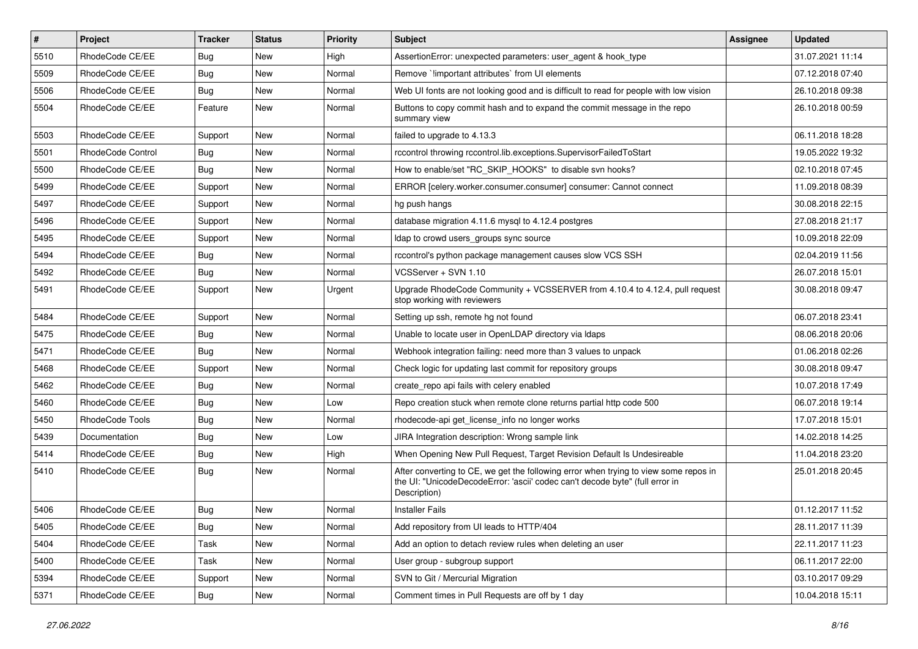| # | Project | Tracker | Status | Priority | Subject | Assignee | Updated |
|---|---|---|---|---|---|---|---|
| 5510 | RhodeCode CE/EE | Bug | New | High | AssertionError: unexpected parameters: user_agent & hook_type | | 31.07.2021 11:14 |
| 5509 | RhodeCode CE/EE | Bug | New | Normal | Remove `!important attributes` from UI elements | | 07.12.2018 07:40 |
| 5506 | RhodeCode CE/EE | Bug | New | Normal | Web UI fonts are not looking good and is difficult to read for people with low vision | | 26.10.2018 09:38 |
| 5504 | RhodeCode CE/EE | Feature | New | Normal | Buttons to copy commit hash and to expand the commit message in the repo summary view | | 26.10.2018 00:59 |
| 5503 | RhodeCode CE/EE | Support | New | Normal | failed to upgrade to 4.13.3 | | 06.11.2018 18:28 |
| 5501 | RhodeCode Control | Bug | New | Normal | rccontrol throwing rccontrol.lib.exceptions.SupervisorFailedToStart | | 19.05.2022 19:32 |
| 5500 | RhodeCode CE/EE | Bug | New | Normal | How to enable/set "RC_SKIP_HOOKS" to disable svn hooks? | | 02.10.2018 07:45 |
| 5499 | RhodeCode CE/EE | Support | New | Normal | ERROR [celery.worker.consumer.consumer] consumer: Cannot connect | | 11.09.2018 08:39 |
| 5497 | RhodeCode CE/EE | Support | New | Normal | hg push hangs | | 30.08.2018 22:15 |
| 5496 | RhodeCode CE/EE | Support | New | Normal | database migration 4.11.6 mysql to 4.12.4 postgres | | 27.08.2018 21:17 |
| 5495 | RhodeCode CE/EE | Support | New | Normal | ldap to crowd users_groups sync source | | 10.09.2018 22:09 |
| 5494 | RhodeCode CE/EE | Bug | New | Normal | rccontrol's python package management causes slow VCS SSH | | 02.04.2019 11:56 |
| 5492 | RhodeCode CE/EE | Bug | New | Normal | VCSServer + SVN 1.10 | | 26.07.2018 15:01 |
| 5491 | RhodeCode CE/EE | Support | New | Urgent | Upgrade RhodeCode Community + VCSSERVER from 4.10.4 to 4.12.4, pull request stop working with reviewers | | 30.08.2018 09:47 |
| 5484 | RhodeCode CE/EE | Support | New | Normal | Setting up ssh, remote hg not found | | 06.07.2018 23:41 |
| 5475 | RhodeCode CE/EE | Bug | New | Normal | Unable to locate user in OpenLDAP directory via ldaps | | 08.06.2018 20:06 |
| 5471 | RhodeCode CE/EE | Bug | New | Normal | Webhook integration failing: need more than 3 values to unpack | | 01.06.2018 02:26 |
| 5468 | RhodeCode CE/EE | Support | New | Normal | Check logic for updating last commit for repository groups | | 30.08.2018 09:47 |
| 5462 | RhodeCode CE/EE | Bug | New | Normal | create_repo api fails with celery enabled | | 10.07.2018 17:49 |
| 5460 | RhodeCode CE/EE | Bug | New | Low | Repo creation stuck when remote clone returns partial http code 500 | | 06.07.2018 19:14 |
| 5450 | RhodeCode Tools | Bug | New | Normal | rhodecode-api get_license_info no longer works | | 17.07.2018 15:01 |
| 5439 | Documentation | Bug | New | Low | JIRA Integration description: Wrong sample link | | 14.02.2018 14:25 |
| 5414 | RhodeCode CE/EE | Bug | New | High | When Opening New Pull Request, Target Revision Default Is Undesireable | | 11.04.2018 23:20 |
| 5410 | RhodeCode CE/EE | Bug | New | Normal | After converting to CE, we get the following error when trying to view some repos in the UI: "UnicodeDecodeError: 'ascii' codec can't decode byte" (full error in Description) | | 25.01.2018 20:45 |
| 5406 | RhodeCode CE/EE | Bug | New | Normal | Installer Fails | | 01.12.2017 11:52 |
| 5405 | RhodeCode CE/EE | Bug | New | Normal | Add repository from UI leads to HTTP/404 | | 28.11.2017 11:39 |
| 5404 | RhodeCode CE/EE | Task | New | Normal | Add an option to detach review rules when deleting an user | | 22.11.2017 11:23 |
| 5400 | RhodeCode CE/EE | Task | New | Normal | User group - subgroup support | | 06.11.2017 22:00 |
| 5394 | RhodeCode CE/EE | Support | New | Normal | SVN to Git / Mercurial Migration | | 03.10.2017 09:29 |
| 5371 | RhodeCode CE/EE | Bug | New | Normal | Comment times in Pull Requests are off by 1 day | | 10.04.2018 15:11 |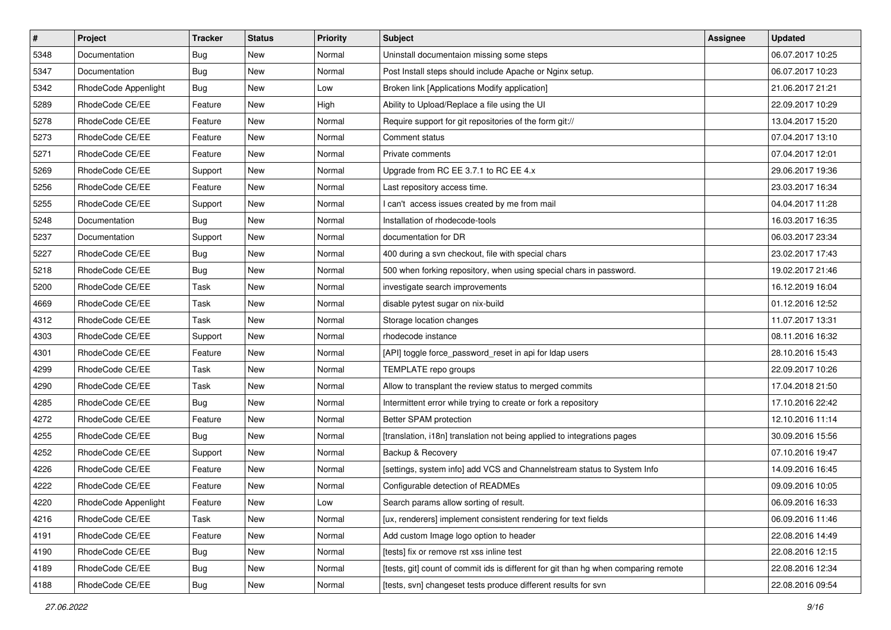| # | Project | Tracker | Status | Priority | Subject | Assignee | Updated |
|---|---|---|---|---|---|---|---|
| 5348 | Documentation | Bug | New | Normal | Uninstall documentaion missing some steps | | 06.07.2017 10:25 |
| 5347 | Documentation | Bug | New | Normal | Post Install steps should include Apache or Nginx setup. | | 06.07.2017 10:23 |
| 5342 | RhodeCode Appenlight | Bug | New | Low | Broken link [Applications Modify application] | | 21.06.2017 21:21 |
| 5289 | RhodeCode CE/EE | Feature | New | High | Ability to Upload/Replace a file using the UI | | 22.09.2017 10:29 |
| 5278 | RhodeCode CE/EE | Feature | New | Normal | Require support for git repositories of the form git:// | | 13.04.2017 15:20 |
| 5273 | RhodeCode CE/EE | Feature | New | Normal | Comment status | | 07.04.2017 13:10 |
| 5271 | RhodeCode CE/EE | Feature | New | Normal | Private comments | | 07.04.2017 12:01 |
| 5269 | RhodeCode CE/EE | Support | New | Normal | Upgrade from RC EE 3.7.1 to RC EE 4.x | | 29.06.2017 19:36 |
| 5256 | RhodeCode CE/EE | Feature | New | Normal | Last repository access time. | | 23.03.2017 16:34 |
| 5255 | RhodeCode CE/EE | Support | New | Normal | I can't  access issues created by me from mail | | 04.04.2017 11:28 |
| 5248 | Documentation | Bug | New | Normal | Installation of rhodecode-tools | | 16.03.2017 16:35 |
| 5237 | Documentation | Support | New | Normal | documentation for DR | | 06.03.2017 23:34 |
| 5227 | RhodeCode CE/EE | Bug | New | Normal | 400 during a svn checkout, file with special chars | | 23.02.2017 17:43 |
| 5218 | RhodeCode CE/EE | Bug | New | Normal | 500 when forking repository, when using special chars in password. | | 19.02.2017 21:46 |
| 5200 | RhodeCode CE/EE | Task | New | Normal | investigate search improvements | | 16.12.2019 16:04 |
| 4669 | RhodeCode CE/EE | Task | New | Normal | disable pytest sugar on nix-build | | 01.12.2016 12:52 |
| 4312 | RhodeCode CE/EE | Task | New | Normal | Storage location changes | | 11.07.2017 13:31 |
| 4303 | RhodeCode CE/EE | Support | New | Normal | rhodecode instance | | 08.11.2016 16:32 |
| 4301 | RhodeCode CE/EE | Feature | New | Normal | [API] toggle force_password_reset in api for ldap users | | 28.10.2016 15:43 |
| 4299 | RhodeCode CE/EE | Task | New | Normal | TEMPLATE repo groups | | 22.09.2017 10:26 |
| 4290 | RhodeCode CE/EE | Task | New | Normal | Allow to transplant the review status to merged commits | | 17.04.2018 21:50 |
| 4285 | RhodeCode CE/EE | Bug | New | Normal | Intermittent error while trying to create or fork a repository | | 17.10.2016 22:42 |
| 4272 | RhodeCode CE/EE | Feature | New | Normal | Better SPAM protection | | 12.10.2016 11:14 |
| 4255 | RhodeCode CE/EE | Bug | New | Normal | [translation, i18n] translation not being applied to integrations pages | | 30.09.2016 15:56 |
| 4252 | RhodeCode CE/EE | Support | New | Normal | Backup & Recovery | | 07.10.2016 19:47 |
| 4226 | RhodeCode CE/EE | Feature | New | Normal | [settings, system info] add VCS and Channelstream status to System Info | | 14.09.2016 16:45 |
| 4222 | RhodeCode CE/EE | Feature | New | Normal | Configurable detection of READMEs | | 09.09.2016 10:05 |
| 4220 | RhodeCode Appenlight | Feature | New | Low | Search params allow sorting of result. | | 06.09.2016 16:33 |
| 4216 | RhodeCode CE/EE | Task | New | Normal | [ux, renderers] implement consistent rendering for text fields | | 06.09.2016 11:46 |
| 4191 | RhodeCode CE/EE | Feature | New | Normal | Add custom Image logo option to header | | 22.08.2016 14:49 |
| 4190 | RhodeCode CE/EE | Bug | New | Normal | [tests] fix or remove rst xss inline test | | 22.08.2016 12:15 |
| 4189 | RhodeCode CE/EE | Bug | New | Normal | [tests, git] count of commit ids is different for git than hg when comparing remote | | 22.08.2016 12:34 |
| 4188 | RhodeCode CE/EE | Bug | New | Normal | [tests, svn] changeset tests produce different results for svn | | 22.08.2016 09:54 |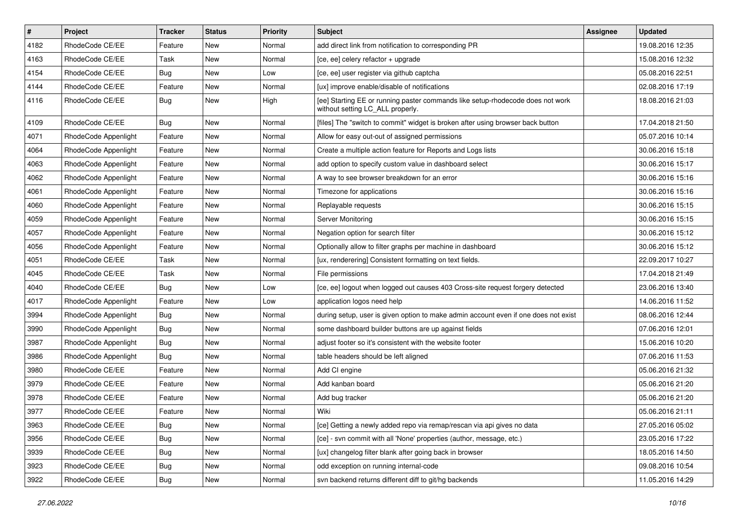| # | Project | Tracker | Status | Priority | Subject | Assignee | Updated |
| --- | --- | --- | --- | --- | --- | --- | --- |
| 4182 | RhodeCode CE/EE | Feature | New | Normal | add direct link from notification to corresponding PR | | 19.08.2016 12:35 |
| 4163 | RhodeCode CE/EE | Task | New | Normal | [ce, ee] celery refactor + upgrade | | 15.08.2016 12:32 |
| 4154 | RhodeCode CE/EE | Bug | New | Low | [ce, ee] user register via github captcha | | 05.08.2016 22:51 |
| 4144 | RhodeCode CE/EE | Feature | New | Normal | [ux] improve enable/disable of notifications | | 02.08.2016 17:19 |
| 4116 | RhodeCode CE/EE | Bug | New | High | [ee] Starting EE or running paster commands like setup-rhodecode does not work without setting LC_ALL properly. | | 18.08.2016 21:03 |
| 4109 | RhodeCode CE/EE | Bug | New | Normal | [files] The "switch to commit" widget is broken after using browser back button | | 17.04.2018 21:50 |
| 4071 | RhodeCode Appenlight | Feature | New | Normal | Allow for easy out-out of assigned permissions | | 05.07.2016 10:14 |
| 4064 | RhodeCode Appenlight | Feature | New | Normal | Create a multiple action feature for Reports and Logs lists | | 30.06.2016 15:18 |
| 4063 | RhodeCode Appenlight | Feature | New | Normal | add option to specify custom value in dashboard select | | 30.06.2016 15:17 |
| 4062 | RhodeCode Appenlight | Feature | New | Normal | A way to see browser breakdown for an error | | 30.06.2016 15:16 |
| 4061 | RhodeCode Appenlight | Feature | New | Normal | Timezone for applications | | 30.06.2016 15:16 |
| 4060 | RhodeCode Appenlight | Feature | New | Normal | Replayable requests | | 30.06.2016 15:15 |
| 4059 | RhodeCode Appenlight | Feature | New | Normal | Server Monitoring | | 30.06.2016 15:15 |
| 4057 | RhodeCode Appenlight | Feature | New | Normal | Negation option for search filter | | 30.06.2016 15:12 |
| 4056 | RhodeCode Appenlight | Feature | New | Normal | Optionally allow to filter graphs per machine in dashboard | | 30.06.2016 15:12 |
| 4051 | RhodeCode CE/EE | Task | New | Normal | [ux, renderering] Consistent formatting on text fields. | | 22.09.2017 10:27 |
| 4045 | RhodeCode CE/EE | Task | New | Normal | File permissions | | 17.04.2018 21:49 |
| 4040 | RhodeCode CE/EE | Bug | New | Low | [ce, ee] logout when logged out causes 403 Cross-site request forgery detected | | 23.06.2016 13:40 |
| 4017 | RhodeCode Appenlight | Feature | New | Low | application logos need help | | 14.06.2016 11:52 |
| 3994 | RhodeCode Appenlight | Bug | New | Normal | during setup, user is given option to make admin account even if one does not exist | | 08.06.2016 12:44 |
| 3990 | RhodeCode Appenlight | Bug | New | Normal | some dashboard builder buttons are up against fields | | 07.06.2016 12:01 |
| 3987 | RhodeCode Appenlight | Bug | New | Normal | adjust footer so it's consistent with the website footer | | 15.06.2016 10:20 |
| 3986 | RhodeCode Appenlight | Bug | New | Normal | table headers should be left aligned | | 07.06.2016 11:53 |
| 3980 | RhodeCode CE/EE | Feature | New | Normal | Add CI engine | | 05.06.2016 21:32 |
| 3979 | RhodeCode CE/EE | Feature | New | Normal | Add kanban board | | 05.06.2016 21:20 |
| 3978 | RhodeCode CE/EE | Feature | New | Normal | Add bug tracker | | 05.06.2016 21:20 |
| 3977 | RhodeCode CE/EE | Feature | New | Normal | Wiki | | 05.06.2016 21:11 |
| 3963 | RhodeCode CE/EE | Bug | New | Normal | [ce] Getting a newly added repo via remap/rescan via api gives no data | | 27.05.2016 05:02 |
| 3956 | RhodeCode CE/EE | Bug | New | Normal | [ce] - svn commit with all 'None' properties (author, message, etc.) | | 23.05.2016 17:22 |
| 3939 | RhodeCode CE/EE | Bug | New | Normal | [ux] changelog filter blank after going back in browser | | 18.05.2016 14:50 |
| 3923 | RhodeCode CE/EE | Bug | New | Normal | odd exception on running internal-code | | 09.08.2016 10:54 |
| 3922 | RhodeCode CE/EE | Bug | New | Normal | svn backend returns different diff to git/hg backends | | 11.05.2016 14:29 |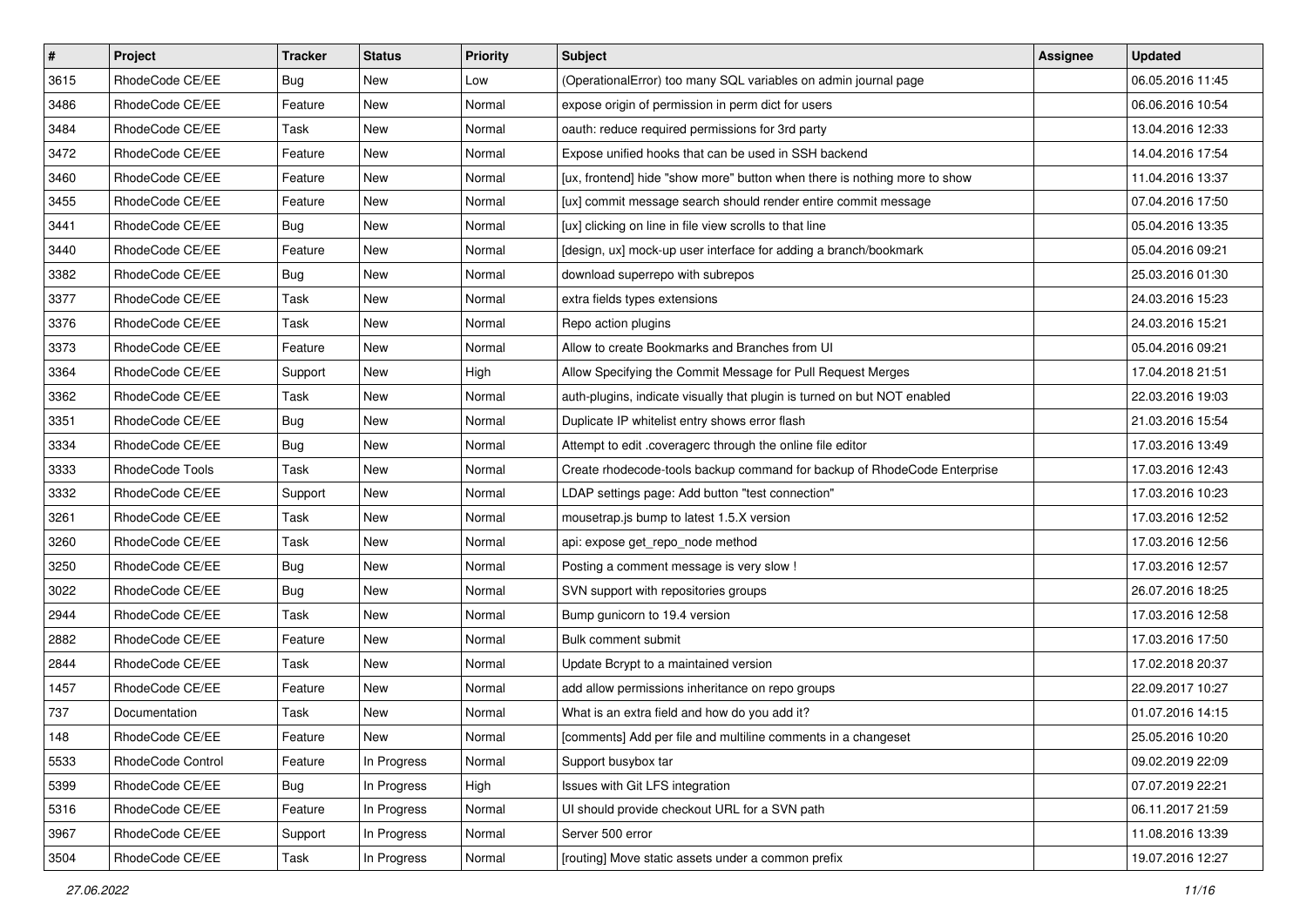| # | Project | Tracker | Status | Priority | Subject | Assignee | Updated |
|---|---|---|---|---|---|---|---|
| 3615 | RhodeCode CE/EE | Bug | New | Low | (OperationalError) too many SQL variables on admin journal page | | 06.05.2016 11:45 |
| 3486 | RhodeCode CE/EE | Feature | New | Normal | expose origin of permission in perm dict for users | | 06.06.2016 10:54 |
| 3484 | RhodeCode CE/EE | Task | New | Normal | oauth: reduce required permissions for 3rd party | | 13.04.2016 12:33 |
| 3472 | RhodeCode CE/EE | Feature | New | Normal | Expose unified hooks that can be used in SSH backend | | 14.04.2016 17:54 |
| 3460 | RhodeCode CE/EE | Feature | New | Normal | [ux, frontend] hide "show more" button when there is nothing more to show | | 11.04.2016 13:37 |
| 3455 | RhodeCode CE/EE | Feature | New | Normal | [ux] commit message search should render entire commit message | | 07.04.2016 17:50 |
| 3441 | RhodeCode CE/EE | Bug | New | Normal | [ux] clicking on line in file view scrolls to that line | | 05.04.2016 13:35 |
| 3440 | RhodeCode CE/EE | Feature | New | Normal | [design, ux] mock-up user interface for adding a branch/bookmark | | 05.04.2016 09:21 |
| 3382 | RhodeCode CE/EE | Bug | New | Normal | download superrepo with subrepos | | 25.03.2016 01:30 |
| 3377 | RhodeCode CE/EE | Task | New | Normal | extra fields types extensions | | 24.03.2016 15:23 |
| 3376 | RhodeCode CE/EE | Task | New | Normal | Repo action plugins | | 24.03.2016 15:21 |
| 3373 | RhodeCode CE/EE | Feature | New | Normal | Allow to create Bookmarks and Branches from UI | | 05.04.2016 09:21 |
| 3364 | RhodeCode CE/EE | Support | New | High | Allow Specifying the Commit Message for Pull Request Merges | | 17.04.2018 21:51 |
| 3362 | RhodeCode CE/EE | Task | New | Normal | auth-plugins, indicate visually that plugin is turned on but NOT enabled | | 22.03.2016 19:03 |
| 3351 | RhodeCode CE/EE | Bug | New | Normal | Duplicate IP whitelist entry shows error flash | | 21.03.2016 15:54 |
| 3334 | RhodeCode CE/EE | Bug | New | Normal | Attempt to edit .coveragerc through the online file editor | | 17.03.2016 13:49 |
| 3333 | RhodeCode Tools | Task | New | Normal | Create rhodecode-tools backup command for backup of RhodeCode Enterprise | | 17.03.2016 12:43 |
| 3332 | RhodeCode CE/EE | Support | New | Normal | LDAP settings page: Add button "test connection" | | 17.03.2016 10:23 |
| 3261 | RhodeCode CE/EE | Task | New | Normal | mousetrap.js bump to latest 1.5.X version | | 17.03.2016 12:52 |
| 3260 | RhodeCode CE/EE | Task | New | Normal | api: expose get_repo_node method | | 17.03.2016 12:56 |
| 3250 | RhodeCode CE/EE | Bug | New | Normal | Posting a comment message is very slow ! | | 17.03.2016 12:57 |
| 3022 | RhodeCode CE/EE | Bug | New | Normal | SVN support with repositories groups | | 26.07.2016 18:25 |
| 2944 | RhodeCode CE/EE | Task | New | Normal | Bump gunicorn to 19.4 version | | 17.03.2016 12:58 |
| 2882 | RhodeCode CE/EE | Feature | New | Normal | Bulk comment submit | | 17.03.2016 17:50 |
| 2844 | RhodeCode CE/EE | Task | New | Normal | Update Bcrypt to a maintained version | | 17.02.2018 20:37 |
| 1457 | RhodeCode CE/EE | Feature | New | Normal | add allow permissions inheritance on repo groups | | 22.09.2017 10:27 |
| 737 | Documentation | Task | New | Normal | What is an extra field and how do you add it? | | 01.07.2016 14:15 |
| 148 | RhodeCode CE/EE | Feature | New | Normal | [comments] Add per file and multiline comments in a changeset | | 25.05.2016 10:20 |
| 5533 | RhodeCode Control | Feature | In Progress | Normal | Support busybox tar | | 09.02.2019 22:09 |
| 5399 | RhodeCode CE/EE | Bug | In Progress | High | Issues with Git LFS integration | | 07.07.2019 22:21 |
| 5316 | RhodeCode CE/EE | Feature | In Progress | Normal | UI should provide checkout URL for a SVN path | | 06.11.2017 21:59 |
| 3967 | RhodeCode CE/EE | Support | In Progress | Normal | Server 500 error | | 11.08.2016 13:39 |
| 3504 | RhodeCode CE/EE | Task | In Progress | Normal | [routing] Move static assets under a common prefix | | 19.07.2016 12:27 |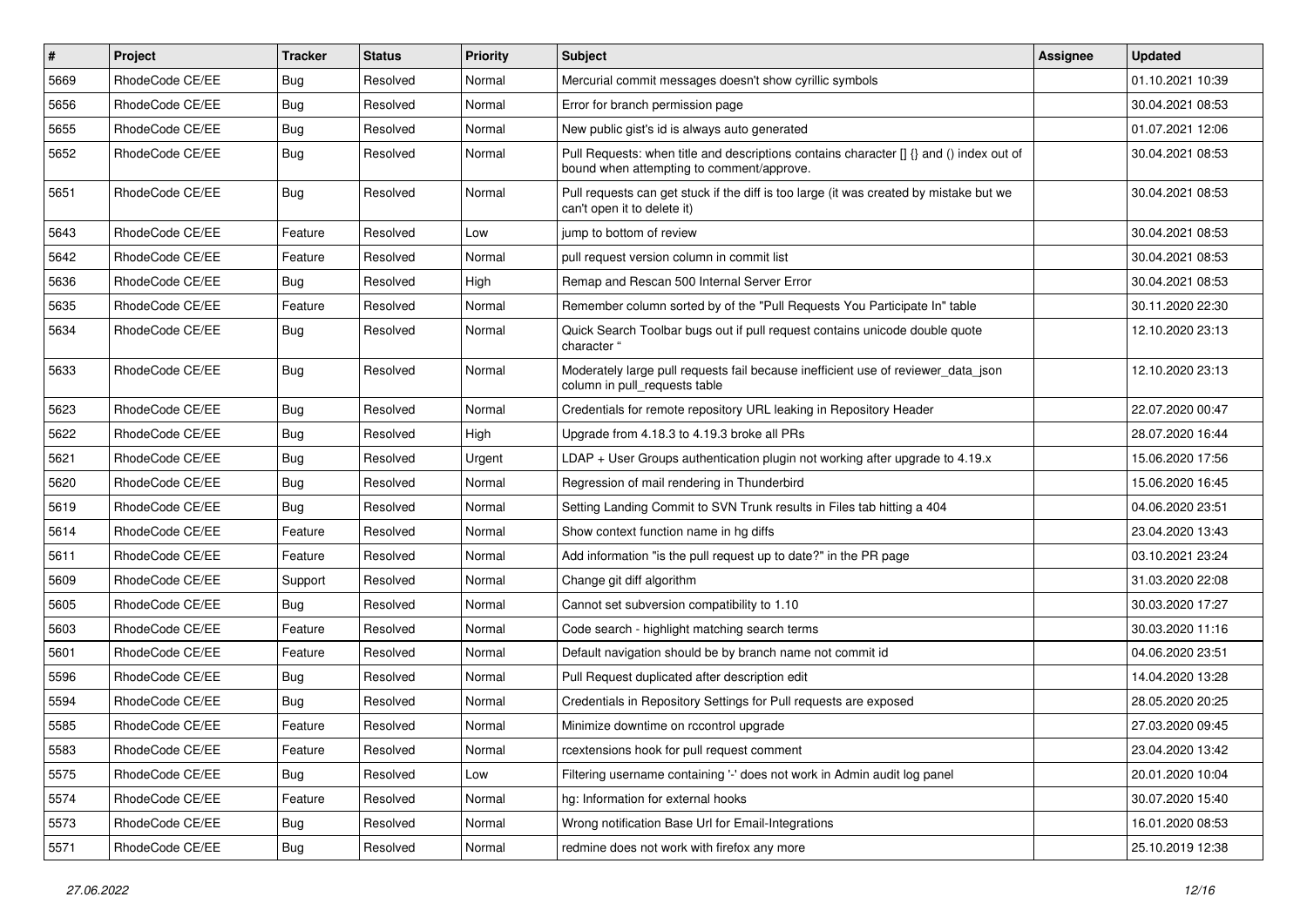| # | Project | Tracker | Status | Priority | Subject | Assignee | Updated |
|---|---|---|---|---|---|---|---|
| 5669 | RhodeCode CE/EE | Bug | Resolved | Normal | Mercurial commit messages doesn't show cyrillic symbols | | 01.10.2021 10:39 |
| 5656 | RhodeCode CE/EE | Bug | Resolved | Normal | Error for branch permission page | | 30.04.2021 08:53 |
| 5655 | RhodeCode CE/EE | Bug | Resolved | Normal | New public gist's id is always auto generated | | 01.07.2021 12:06 |
| 5652 | RhodeCode CE/EE | Bug | Resolved | Normal | Pull Requests: when title and descriptions contains character [] {} and () index out of bound when attempting to comment/approve. | | 30.04.2021 08:53 |
| 5651 | RhodeCode CE/EE | Bug | Resolved | Normal | Pull requests can get stuck if the diff is too large (it was created by mistake but we can't open it to delete it) | | 30.04.2021 08:53 |
| 5643 | RhodeCode CE/EE | Feature | Resolved | Low | jump to bottom of review | | 30.04.2021 08:53 |
| 5642 | RhodeCode CE/EE | Feature | Resolved | Normal | pull request version column in commit list | | 30.04.2021 08:53 |
| 5636 | RhodeCode CE/EE | Bug | Resolved | High | Remap and Rescan 500 Internal Server Error | | 30.04.2021 08:53 |
| 5635 | RhodeCode CE/EE | Feature | Resolved | Normal | Remember column sorted by of the "Pull Requests You Participate In" table | | 30.11.2020 22:30 |
| 5634 | RhodeCode CE/EE | Bug | Resolved | Normal | Quick Search Toolbar bugs out if pull request contains unicode double quote character " | | 12.10.2020 23:13 |
| 5633 | RhodeCode CE/EE | Bug | Resolved | Normal | Moderately large pull requests fail because inefficient use of reviewer_data_json column in pull_requests table | | 12.10.2020 23:13 |
| 5623 | RhodeCode CE/EE | Bug | Resolved | Normal | Credentials for remote repository URL leaking in Repository Header | | 22.07.2020 00:47 |
| 5622 | RhodeCode CE/EE | Bug | Resolved | High | Upgrade from 4.18.3 to 4.19.3 broke all PRs | | 28.07.2020 16:44 |
| 5621 | RhodeCode CE/EE | Bug | Resolved | Urgent | LDAP + User Groups authentication plugin not working after upgrade to 4.19.x | | 15.06.2020 17:56 |
| 5620 | RhodeCode CE/EE | Bug | Resolved | Normal | Regression of mail rendering in Thunderbird | | 15.06.2020 16:45 |
| 5619 | RhodeCode CE/EE | Bug | Resolved | Normal | Setting Landing Commit to SVN Trunk results in Files tab hitting a 404 | | 04.06.2020 23:51 |
| 5614 | RhodeCode CE/EE | Feature | Resolved | Normal | Show context function name in hg diffs | | 23.04.2020 13:43 |
| 5611 | RhodeCode CE/EE | Feature | Resolved | Normal | Add information "is the pull request up to date?" in the PR page | | 03.10.2021 23:24 |
| 5609 | RhodeCode CE/EE | Support | Resolved | Normal | Change git diff algorithm | | 31.03.2020 22:08 |
| 5605 | RhodeCode CE/EE | Bug | Resolved | Normal | Cannot set subversion compatibility to 1.10 | | 30.03.2020 17:27 |
| 5603 | RhodeCode CE/EE | Feature | Resolved | Normal | Code search - highlight matching search terms | | 30.03.2020 11:16 |
| 5601 | RhodeCode CE/EE | Feature | Resolved | Normal | Default navigation should be by branch name not commit id | | 04.06.2020 23:51 |
| 5596 | RhodeCode CE/EE | Bug | Resolved | Normal | Pull Request duplicated after description edit | | 14.04.2020 13:28 |
| 5594 | RhodeCode CE/EE | Bug | Resolved | Normal | Credentials in Repository Settings for Pull requests are exposed | | 28.05.2020 20:25 |
| 5585 | RhodeCode CE/EE | Feature | Resolved | Normal | Minimize downtime on rccontrol upgrade | | 27.03.2020 09:45 |
| 5583 | RhodeCode CE/EE | Feature | Resolved | Normal | rcextensions hook for pull request comment | | 23.04.2020 13:42 |
| 5575 | RhodeCode CE/EE | Bug | Resolved | Low | Filtering username containing '-' does not work in Admin audit log panel | | 20.01.2020 10:04 |
| 5574 | RhodeCode CE/EE | Feature | Resolved | Normal | hg: Information for external hooks | | 30.07.2020 15:40 |
| 5573 | RhodeCode CE/EE | Bug | Resolved | Normal | Wrong notification Base Url for Email-Integrations | | 16.01.2020 08:53 |
| 5571 | RhodeCode CE/EE | Bug | Resolved | Normal | redmine does not work with firefox any more | | 25.10.2019 12:38 |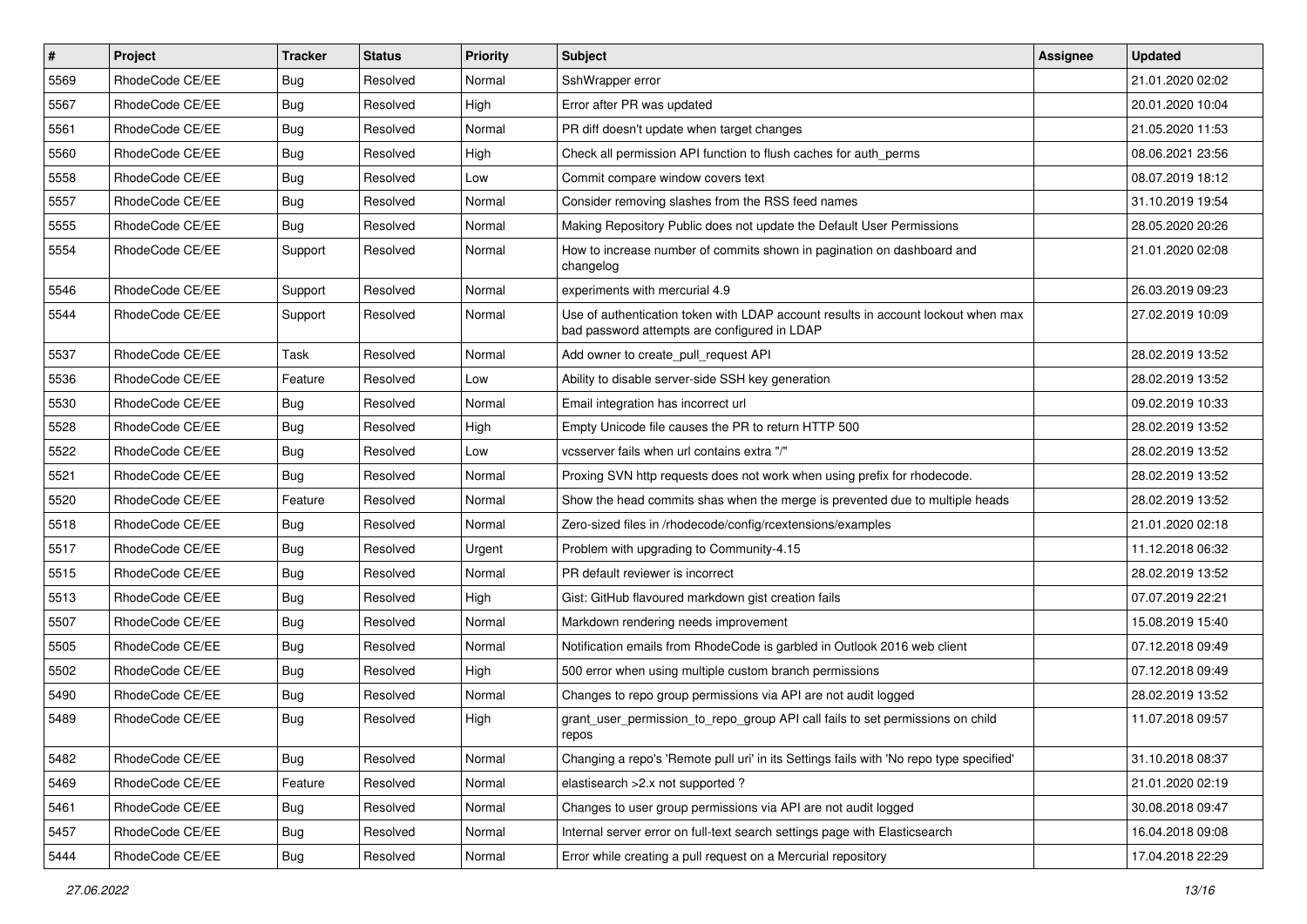| # | Project | Tracker | Status | Priority | Subject | Assignee | Updated |
|---|---|---|---|---|---|---|---|
| 5569 | RhodeCode CE/EE | Bug | Resolved | Normal | SshWrapper error | | 21.01.2020 02:02 |
| 5567 | RhodeCode CE/EE | Bug | Resolved | High | Error after PR was updated | | 20.01.2020 10:04 |
| 5561 | RhodeCode CE/EE | Bug | Resolved | Normal | PR diff doesn't update when target changes | | 21.05.2020 11:53 |
| 5560 | RhodeCode CE/EE | Bug | Resolved | High | Check all permission API function to flush caches for auth_perms | | 08.06.2021 23:56 |
| 5558 | RhodeCode CE/EE | Bug | Resolved | Low | Commit compare window covers text | | 08.07.2019 18:12 |
| 5557 | RhodeCode CE/EE | Bug | Resolved | Normal | Consider removing slashes from the RSS feed names | | 31.10.2019 19:54 |
| 5555 | RhodeCode CE/EE | Bug | Resolved | Normal | Making Repository Public does not update the Default User Permissions | | 28.05.2020 20:26 |
| 5554 | RhodeCode CE/EE | Support | Resolved | Normal | How to increase number of commits shown in pagination on dashboard and changelog | | 21.01.2020 02:08 |
| 5546 | RhodeCode CE/EE | Support | Resolved | Normal | experiments with mercurial 4.9 | | 26.03.2019 09:23 |
| 5544 | RhodeCode CE/EE | Support | Resolved | Normal | Use of authentication token with LDAP account results in account lockout when max bad password attempts are configured in LDAP | | 27.02.2019 10:09 |
| 5537 | RhodeCode CE/EE | Task | Resolved | Normal | Add owner to create_pull_request API | | 28.02.2019 13:52 |
| 5536 | RhodeCode CE/EE | Feature | Resolved | Low | Ability to disable server-side SSH key generation | | 28.02.2019 13:52 |
| 5530 | RhodeCode CE/EE | Bug | Resolved | Normal | Email integration has incorrect url | | 09.02.2019 10:33 |
| 5528 | RhodeCode CE/EE | Bug | Resolved | High | Empty Unicode file causes the PR to return HTTP 500 | | 28.02.2019 13:52 |
| 5522 | RhodeCode CE/EE | Bug | Resolved | Low | vcsserver fails when url contains extra "/" | | 28.02.2019 13:52 |
| 5521 | RhodeCode CE/EE | Bug | Resolved | Normal | Proxing SVN http requests does not work when using prefix for rhodecode. | | 28.02.2019 13:52 |
| 5520 | RhodeCode CE/EE | Feature | Resolved | Normal | Show the head commits shas when the merge is prevented due to multiple heads | | 28.02.2019 13:52 |
| 5518 | RhodeCode CE/EE | Bug | Resolved | Normal | Zero-sized files in /rhodecode/config/rcextensions/examples | | 21.01.2020 02:18 |
| 5517 | RhodeCode CE/EE | Bug | Resolved | Urgent | Problem with upgrading to Community-4.15 | | 11.12.2018 06:32 |
| 5515 | RhodeCode CE/EE | Bug | Resolved | Normal | PR default reviewer is incorrect | | 28.02.2019 13:52 |
| 5513 | RhodeCode CE/EE | Bug | Resolved | High | Gist: GitHub flavoured markdown gist creation fails | | 07.07.2019 22:21 |
| 5507 | RhodeCode CE/EE | Bug | Resolved | Normal | Markdown rendering needs improvement | | 15.08.2019 15:40 |
| 5505 | RhodeCode CE/EE | Bug | Resolved | Normal | Notification emails from RhodeCode is garbled in Outlook 2016 web client | | 07.12.2018 09:49 |
| 5502 | RhodeCode CE/EE | Bug | Resolved | High | 500 error when using multiple custom branch permissions | | 07.12.2018 09:49 |
| 5490 | RhodeCode CE/EE | Bug | Resolved | Normal | Changes to repo group permissions via API are not audit logged | | 28.02.2019 13:52 |
| 5489 | RhodeCode CE/EE | Bug | Resolved | High | grant_user_permission_to_repo_group API call fails to set permissions on child repos | | 11.07.2018 09:57 |
| 5482 | RhodeCode CE/EE | Bug | Resolved | Normal | Changing a repo's 'Remote pull uri' in its Settings fails with 'No repo type specified' | | 31.10.2018 08:37 |
| 5469 | RhodeCode CE/EE | Feature | Resolved | Normal | elastisearch >2.x not supported ? | | 21.01.2020 02:19 |
| 5461 | RhodeCode CE/EE | Bug | Resolved | Normal | Changes to user group permissions via API are not audit logged | | 30.08.2018 09:47 |
| 5457 | RhodeCode CE/EE | Bug | Resolved | Normal | Internal server error on full-text search settings page with Elasticsearch | | 16.04.2018 09:08 |
| 5444 | RhodeCode CE/EE | Bug | Resolved | Normal | Error while creating a pull request on a Mercurial repository | | 17.04.2018 22:29 |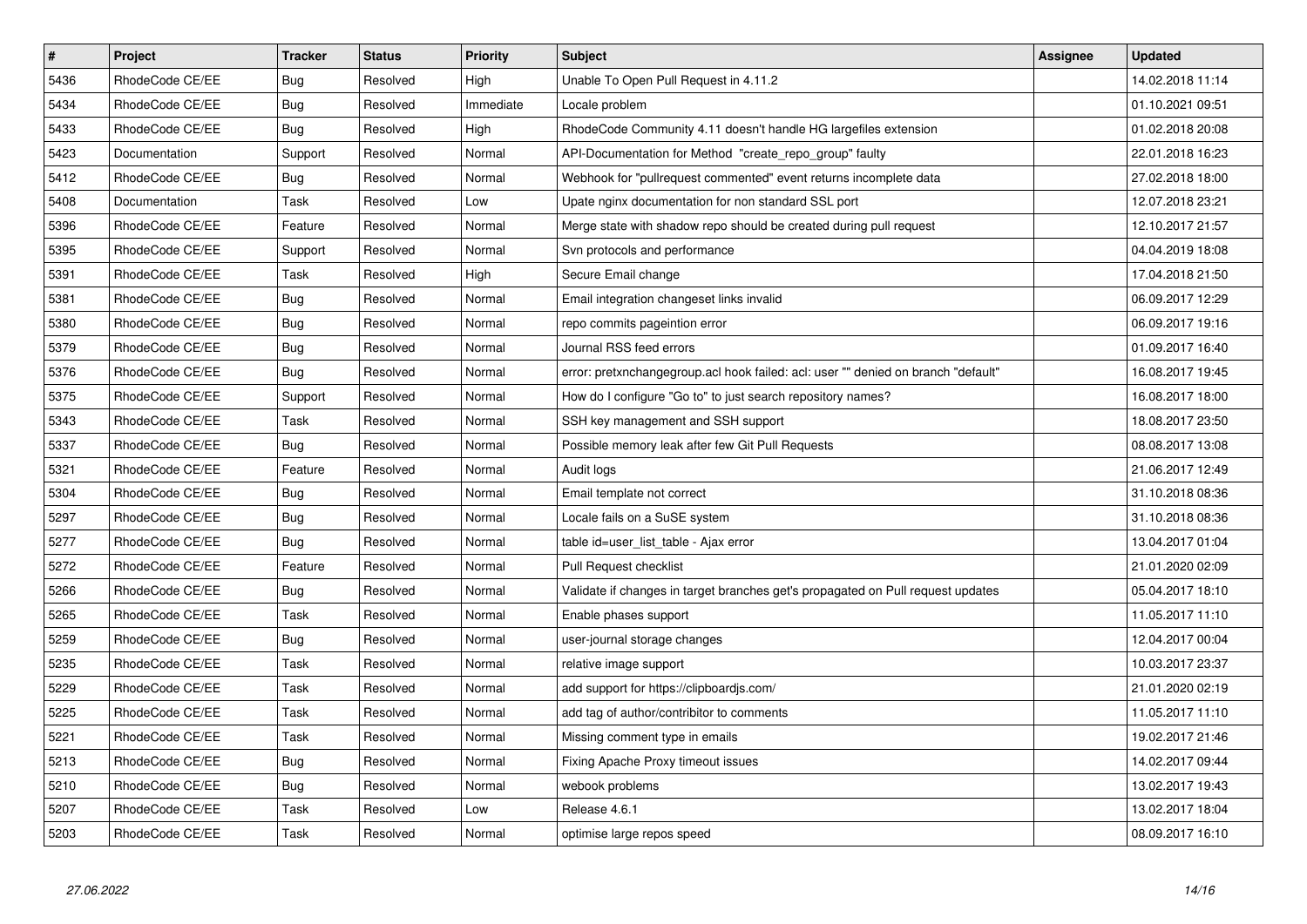| # | Project | Tracker | Status | Priority | Subject | Assignee | Updated |
|---|---|---|---|---|---|---|---|
| 5436 | RhodeCode CE/EE | Bug | Resolved | High | Unable To Open Pull Request in 4.11.2 | | 14.02.2018 11:14 |
| 5434 | RhodeCode CE/EE | Bug | Resolved | Immediate | Locale problem | | 01.10.2021 09:51 |
| 5433 | RhodeCode CE/EE | Bug | Resolved | High | RhodeCode Community 4.11 doesn't handle HG largefiles extension | | 01.02.2018 20:08 |
| 5423 | Documentation | Support | Resolved | Normal | API-Documentation for Method "create_repo_group" faulty | | 22.01.2018 16:23 |
| 5412 | RhodeCode CE/EE | Bug | Resolved | Normal | Webhook for "pullrequest commented" event returns incomplete data | | 27.02.2018 18:00 |
| 5408 | Documentation | Task | Resolved | Low | Upate nginx documentation for non standard SSL port | | 12.07.2018 23:21 |
| 5396 | RhodeCode CE/EE | Feature | Resolved | Normal | Merge state with shadow repo should be created during pull request | | 12.10.2017 21:57 |
| 5395 | RhodeCode CE/EE | Support | Resolved | Normal | Svn protocols and performance | | 04.04.2019 18:08 |
| 5391 | RhodeCode CE/EE | Task | Resolved | High | Secure Email change | | 17.04.2018 21:50 |
| 5381 | RhodeCode CE/EE | Bug | Resolved | Normal | Email integration changeset links invalid | | 06.09.2017 12:29 |
| 5380 | RhodeCode CE/EE | Bug | Resolved | Normal | repo commits pageintion error | | 06.09.2017 19:16 |
| 5379 | RhodeCode CE/EE | Bug | Resolved | Normal | Journal RSS feed errors | | 01.09.2017 16:40 |
| 5376 | RhodeCode CE/EE | Bug | Resolved | Normal | error: pretxnchangegroup.acl hook failed: acl: user "" denied on branch "default" | | 16.08.2017 19:45 |
| 5375 | RhodeCode CE/EE | Support | Resolved | Normal | How do I configure "Go to" to just search repository names? | | 16.08.2017 18:00 |
| 5343 | RhodeCode CE/EE | Task | Resolved | Normal | SSH key management and SSH support | | 18.08.2017 23:50 |
| 5337 | RhodeCode CE/EE | Bug | Resolved | Normal | Possible memory leak after few Git Pull Requests | | 08.08.2017 13:08 |
| 5321 | RhodeCode CE/EE | Feature | Resolved | Normal | Audit logs | | 21.06.2017 12:49 |
| 5304 | RhodeCode CE/EE | Bug | Resolved | Normal | Email template not correct | | 31.10.2018 08:36 |
| 5297 | RhodeCode CE/EE | Bug | Resolved | Normal | Locale fails on a SuSE system | | 31.10.2018 08:36 |
| 5277 | RhodeCode CE/EE | Bug | Resolved | Normal | table id=user_list_table - Ajax error | | 13.04.2017 01:04 |
| 5272 | RhodeCode CE/EE | Feature | Resolved | Normal | Pull Request checklist | | 21.01.2020 02:09 |
| 5266 | RhodeCode CE/EE | Bug | Resolved | Normal | Validate if changes in target branches get's propagated on Pull request updates | | 05.04.2017 18:10 |
| 5265 | RhodeCode CE/EE | Task | Resolved | Normal | Enable phases support | | 11.05.2017 11:10 |
| 5259 | RhodeCode CE/EE | Bug | Resolved | Normal | user-journal storage changes | | 12.04.2017 00:04 |
| 5235 | RhodeCode CE/EE | Task | Resolved | Normal | relative image support | | 10.03.2017 23:37 |
| 5229 | RhodeCode CE/EE | Task | Resolved | Normal | add support for https://clipboardjs.com/ | | 21.01.2020 02:19 |
| 5225 | RhodeCode CE/EE | Task | Resolved | Normal | add tag of author/contribitor to comments | | 11.05.2017 11:10 |
| 5221 | RhodeCode CE/EE | Task | Resolved | Normal | Missing comment type in emails | | 19.02.2017 21:46 |
| 5213 | RhodeCode CE/EE | Bug | Resolved | Normal | Fixing Apache Proxy timeout issues | | 14.02.2017 09:44 |
| 5210 | RhodeCode CE/EE | Bug | Resolved | Normal | webook problems | | 13.02.2017 19:43 |
| 5207 | RhodeCode CE/EE | Task | Resolved | Low | Release 4.6.1 | | 13.02.2017 18:04 |
| 5203 | RhodeCode CE/EE | Task | Resolved | Normal | optimise large repos speed | | 08.09.2017 16:10 |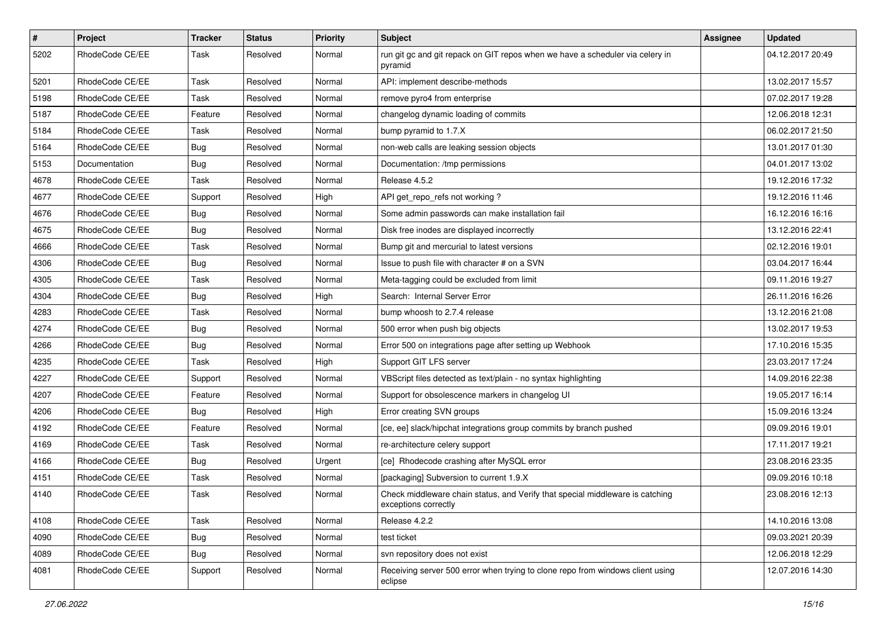| # | Project | Tracker | Status | Priority | Subject | Assignee | Updated |
| --- | --- | --- | --- | --- | --- | --- | --- |
| 5202 | RhodeCode CE/EE | Task | Resolved | Normal | run git gc and git repack on GIT repos when we have a scheduler via celery in pyramid | | 04.12.2017 20:49 |
| 5201 | RhodeCode CE/EE | Task | Resolved | Normal | API: implement describe-methods | | 13.02.2017 15:57 |
| 5198 | RhodeCode CE/EE | Task | Resolved | Normal | remove pyro4 from enterprise | | 07.02.2017 19:28 |
| 5187 | RhodeCode CE/EE | Feature | Resolved | Normal | changelog dynamic loading of commits | | 12.06.2018 12:31 |
| 5184 | RhodeCode CE/EE | Task | Resolved | Normal | bump pyramid to 1.7.X | | 06.02.2017 21:50 |
| 5164 | RhodeCode CE/EE | Bug | Resolved | Normal | non-web calls are leaking session objects | | 13.01.2017 01:30 |
| 5153 | Documentation | Bug | Resolved | Normal | Documentation: /tmp permissions | | 04.01.2017 13:02 |
| 4678 | RhodeCode CE/EE | Task | Resolved | Normal | Release 4.5.2 | | 19.12.2016 17:32 |
| 4677 | RhodeCode CE/EE | Support | Resolved | High | API get_repo_refs not working ? | | 19.12.2016 11:46 |
| 4676 | RhodeCode CE/EE | Bug | Resolved | Normal | Some admin passwords can make installation fail | | 16.12.2016 16:16 |
| 4675 | RhodeCode CE/EE | Bug | Resolved | Normal | Disk free inodes are displayed incorrectly | | 13.12.2016 22:41 |
| 4666 | RhodeCode CE/EE | Task | Resolved | Normal | Bump git and mercurial to latest versions | | 02.12.2016 19:01 |
| 4306 | RhodeCode CE/EE | Bug | Resolved | Normal | Issue to push file with character # on a SVN | | 03.04.2017 16:44 |
| 4305 | RhodeCode CE/EE | Task | Resolved | Normal | Meta-tagging could be excluded from limit | | 09.11.2016 19:27 |
| 4304 | RhodeCode CE/EE | Bug | Resolved | High | Search: Internal Server Error | | 26.11.2016 16:26 |
| 4283 | RhodeCode CE/EE | Task | Resolved | Normal | bump whoosh to 2.7.4 release | | 13.12.2016 21:08 |
| 4274 | RhodeCode CE/EE | Bug | Resolved | Normal | 500 error when push big objects | | 13.02.2017 19:53 |
| 4266 | RhodeCode CE/EE | Bug | Resolved | Normal | Error 500 on integrations page after setting up Webhook | | 17.10.2016 15:35 |
| 4235 | RhodeCode CE/EE | Task | Resolved | High | Support GIT LFS server | | 23.03.2017 17:24 |
| 4227 | RhodeCode CE/EE | Support | Resolved | Normal | VBScript files detected as text/plain - no syntax highlighting | | 14.09.2016 22:38 |
| 4207 | RhodeCode CE/EE | Feature | Resolved | Normal | Support for obsolescence markers in changelog UI | | 19.05.2017 16:14 |
| 4206 | RhodeCode CE/EE | Bug | Resolved | High | Error creating SVN groups | | 15.09.2016 13:24 |
| 4192 | RhodeCode CE/EE | Feature | Resolved | Normal | [ce, ee] slack/hipchat integrations group commits by branch pushed | | 09.09.2016 19:01 |
| 4169 | RhodeCode CE/EE | Task | Resolved | Normal | re-architecture celery support | | 17.11.2017 19:21 |
| 4166 | RhodeCode CE/EE | Bug | Resolved | Urgent | [ce] Rhodecode crashing after MySQL error | | 23.08.2016 23:35 |
| 4151 | RhodeCode CE/EE | Task | Resolved | Normal | [packaging] Subversion to current 1.9.X | | 09.09.2016 10:18 |
| 4140 | RhodeCode CE/EE | Task | Resolved | Normal | Check middleware chain status, and Verify that special middleware is catching exceptions correctly | | 23.08.2016 12:13 |
| 4108 | RhodeCode CE/EE | Task | Resolved | Normal | Release 4.2.2 | | 14.10.2016 13:08 |
| 4090 | RhodeCode CE/EE | Bug | Resolved | Normal | test ticket | | 09.03.2021 20:39 |
| 4089 | RhodeCode CE/EE | Bug | Resolved | Normal | svn repository does not exist | | 12.06.2018 12:29 |
| 4081 | RhodeCode CE/EE | Support | Resolved | Normal | Receiving server 500 error when trying to clone repo from windows client using eclipse | | 12.07.2016 14:30 |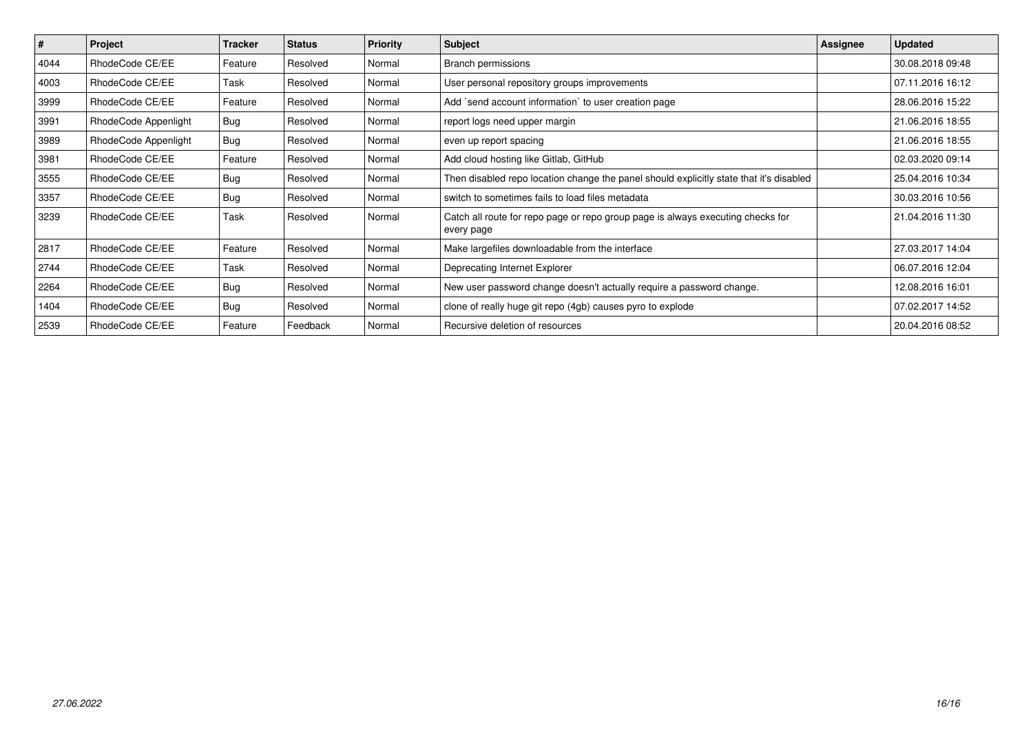| # | Project | Tracker | Status | Priority | Subject | Assignee | Updated |
|---|---|---|---|---|---|---|---|
| 4044 | RhodeCode CE/EE | Feature | Resolved | Normal | Branch permissions | | 30.08.2018 09:48 |
| 4003 | RhodeCode CE/EE | Task | Resolved | Normal | User personal repository groups improvements | | 07.11.2016 16:12 |
| 3999 | RhodeCode CE/EE | Feature | Resolved | Normal | Add `send account information` to user creation page | | 28.06.2016 15:22 |
| 3991 | RhodeCode Appenlight | Bug | Resolved | Normal | report logs need upper margin | | 21.06.2016 18:55 |
| 3989 | RhodeCode Appenlight | Bug | Resolved | Normal | even up report spacing | | 21.06.2016 18:55 |
| 3981 | RhodeCode CE/EE | Feature | Resolved | Normal | Add cloud hosting like Gitlab, GitHub | | 02.03.2020 09:14 |
| 3555 | RhodeCode CE/EE | Bug | Resolved | Normal | Then disabled repo location change the panel should explicitly state that it's disabled | | 25.04.2016 10:34 |
| 3357 | RhodeCode CE/EE | Bug | Resolved | Normal | switch to sometimes fails to load files metadata | | 30.03.2016 10:56 |
| 3239 | RhodeCode CE/EE | Task | Resolved | Normal | Catch all route for repo page or repo group page is always executing checks for every page | | 21.04.2016 11:30 |
| 2817 | RhodeCode CE/EE | Feature | Resolved | Normal | Make largefiles downloadable from the interface | | 27.03.2017 14:04 |
| 2744 | RhodeCode CE/EE | Task | Resolved | Normal | Deprecating Internet Explorer | | 06.07.2016 12:04 |
| 2264 | RhodeCode CE/EE | Bug | Resolved | Normal | New user password change doesn't actually require a password change. | | 12.08.2016 16:01 |
| 1404 | RhodeCode CE/EE | Bug | Resolved | Normal | clone of really huge git repo (4gb) causes pyro to explode | | 07.02.2017 14:52 |
| 2539 | RhodeCode CE/EE | Feature | Feedback | Normal | Recursive deletion of resources | | 20.04.2016 08:52 |